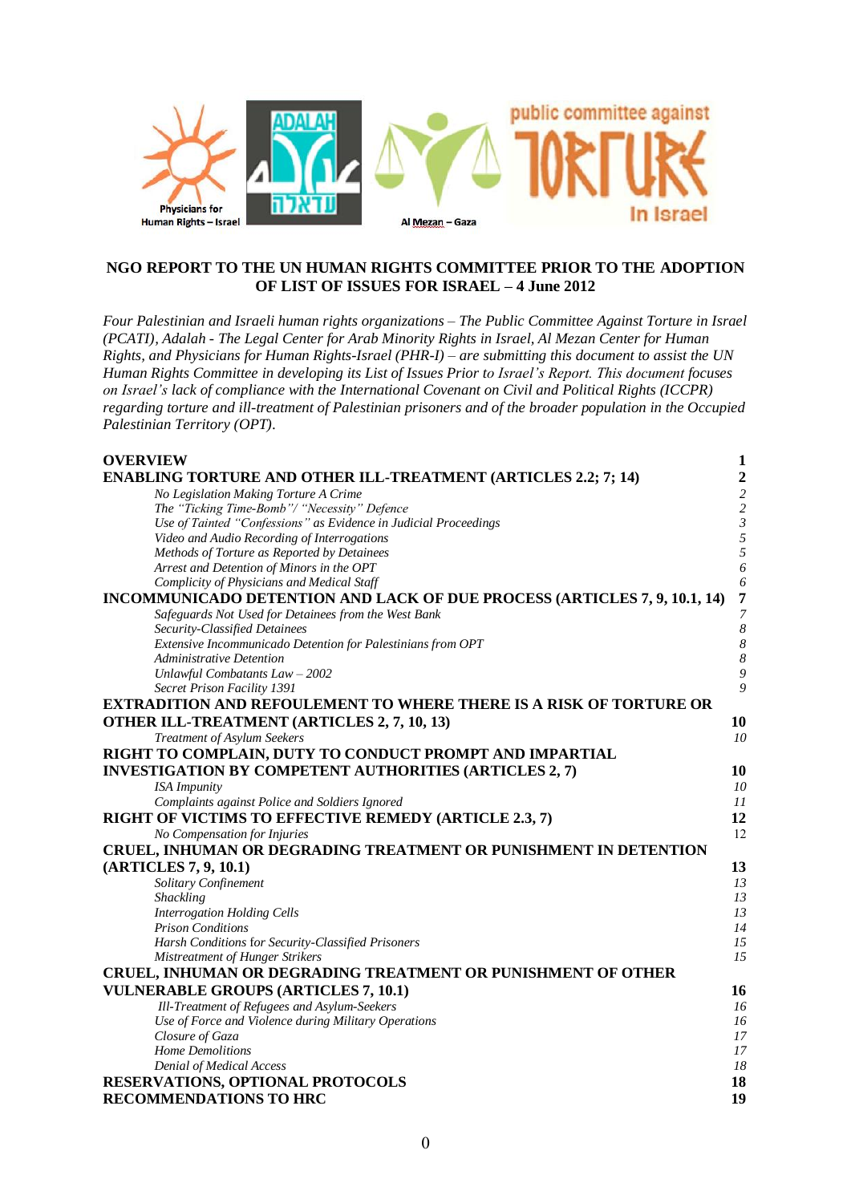Physicians for Human Rights – Israel | ADALAH עדאלה | Al Mezan – Gaza | public committee against TORTURE In Israel

**NGO REPORT TO THE UN HUMAN RIGHTS COMMITTEE PRIOR TO THE ADOPTION OF LIST OF ISSUES FOR ISRAEL – 4 June 2012**

*Four Palestinian and Israeli human rights organizations – The Public Committee Against Torture in Israel (PCATI), Adalah - The Legal Center for Arab Minority Rights in Israel, Al Mezan Center for Human Rights, and Physicians for Human Rights-Israel (PHR-I) – are submitting this document to assist the UN Human Rights Committee in developing its List of Issues Prior to Israel's Report. This document focuses on Israel's lack of compliance with the International Covenant on Civil and Political Rights (ICCPR) regarding torture and ill-treatment of Palestinian prisoners and of the broader population in the Occupied Palestinian Territory (OPT).*

| | |
|---|---|
| **OVERVIEW** | **1** |
| **ENABLING TORTURE AND OTHER ILL-TREATMENT (ARTICLES 2.2; 7; 14)** | **2** |
| *No Legislation Making Torture A Crime* | *2* |
| *The "Ticking Time-Bomb"/ "Necessity" Defence* | *2* |
| *Use of Tainted "Confessions" as Evidence in Judicial Proceedings* | *3* |
| *Video and Audio Recording of Interrogations* | *5* |
| *Methods of Torture as Reported by Detainees* | *5* |
| *Arrest and Detention of Minors in the OPT* | *6* |
| *Complicity of Physicians and Medical Staff* | *6* |
| **INCOMMUNICADO DETENTION AND LACK OF DUE PROCESS (ARTICLES 7, 9, 10.1, 14)** | **7** |
| *Safeguards Not Used for Detainees from the West Bank* | *7* |
| *Security-Classified Detainees* | *8* |
| *Extensive Incommunicado Detention for Palestinians from OPT* | *8* |
| *Administrative Detention* | *8* |
| *Unlawful Combatants Law – 2002* | *9* |
| *Secret Prison Facility 1391* | *9* |
| **EXTRADITION AND REFOULEMENT TO WHERE THERE IS A RISK OF TORTURE OR OTHER ILL-TREATMENT (ARTICLES 2, 7, 10, 13)** | **10** |
| *Treatment of Asylum Seekers* | *10* |
| **RIGHT TO COMPLAIN, DUTY TO CONDUCT PROMPT AND IMPARTIAL INVESTIGATION BY COMPETENT AUTHORITIES (ARTICLES 2, 7)** | **10** |
| *ISA Impunity* | *10* |
| *Complaints against Police and Soldiers Ignored* | *11* |
| **RIGHT OF VICTIMS TO EFFECTIVE REMEDY (ARTICLE 2.3, 7)** | **12** |
| *No Compensation for Injuries* | 12 |
| **CRUEL, INHUMAN OR DEGRADING TREATMENT OR PUNISHMENT IN DETENTION (ARTICLES 7, 9, 10.1)** | **13** |
| *Solitary Confinement* | *13* |
| *Shackling* | *13* |
| *Interrogation Holding Cells* | *13* |
| *Prison Conditions* | *14* |
| *Harsh Conditions for Security-Classified Prisoners* | *15* |
| *Mistreatment of Hunger Strikers* | *15* |
| **CRUEL, INHUMAN OR DEGRADING TREATMENT OR PUNISHMENT OF OTHER VULNERABLE GROUPS (ARTICLES 7, 10.1)** | **16** |
| *Ill-Treatment of Refugees and Asylum-Seekers* | *16* |
| *Use of Force and Violence during Military Operations* | *16* |
| *Closure of Gaza* | *17* |
| *Home Demolitions* | *17* |
| *Denial of Medical Access* | *18* |
| **RESERVATIONS, OPTIONAL PROTOCOLS** | **18** |
| **RECOMMENDATIONS TO HRC** | **19** |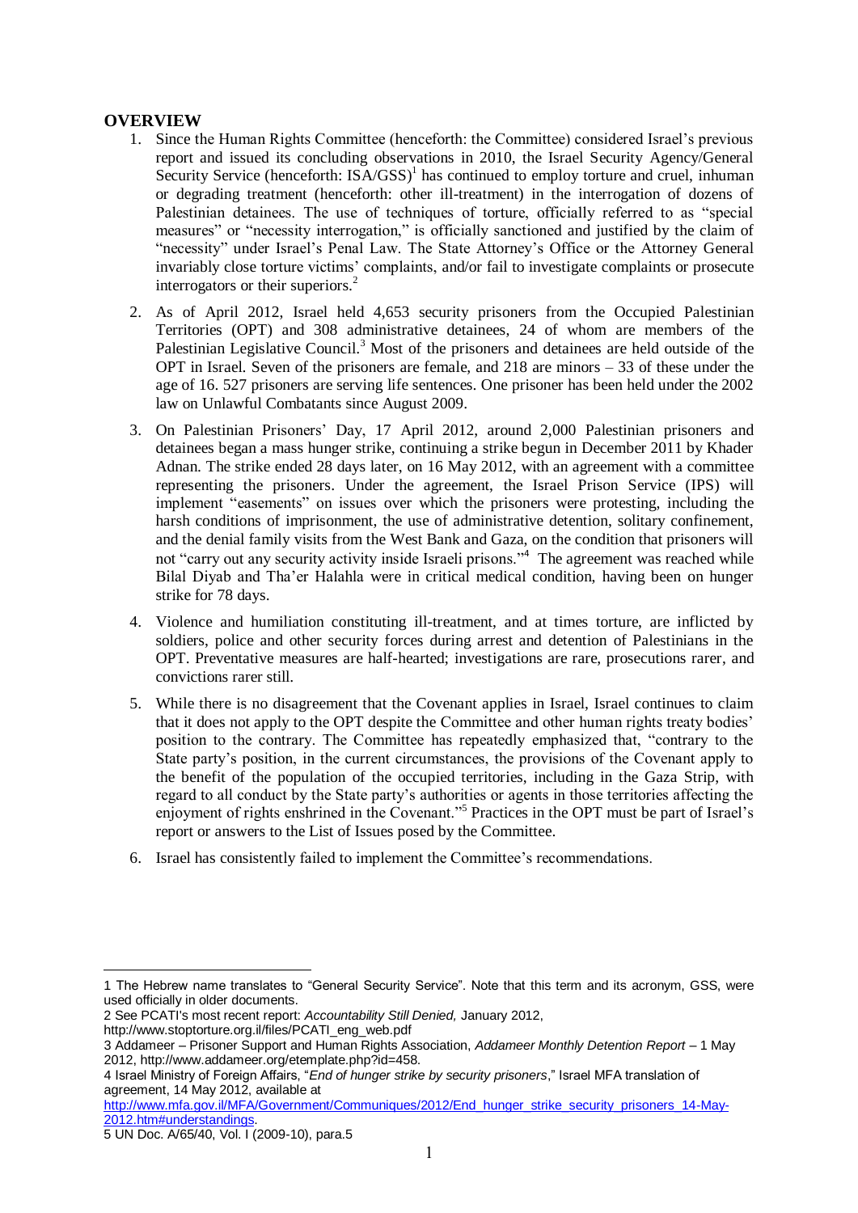## OVERVIEW

1. Since the Human Rights Committee (henceforth: the Committee) considered Israel's previous report and issued its concluding observations in 2010, the Israel Security Agency/General Security Service (henceforth: ISA/GSS)[1] has continued to employ torture and cruel, inhuman or degrading treatment (henceforth: other ill-treatment) in the interrogation of dozens of Palestinian detainees. The use of techniques of torture, officially referred to as "special measures" or "necessity interrogation," is officially sanctioned and justified by the claim of "necessity" under Israel's Penal Law. The State Attorney's Office or the Attorney General invariably close torture victims' complaints, and/or fail to investigate complaints or prosecute interrogators or their superiors.[2]

2. As of April 2012, Israel held 4,653 security prisoners from the Occupied Palestinian Territories (OPT) and 308 administrative detainees, 24 of whom are members of the Palestinian Legislative Council.[3] Most of the prisoners and detainees are held outside of the OPT in Israel. Seven of the prisoners are female, and 218 are minors – 33 of these under the age of 16. 527 prisoners are serving life sentences. One prisoner has been held under the 2002 law on Unlawful Combatants since August 2009.

3. On Palestinian Prisoners' Day, 17 April 2012, around 2,000 Palestinian prisoners and detainees began a mass hunger strike, continuing a strike begun in December 2011 by Khader Adnan. The strike ended 28 days later, on 16 May 2012, with an agreement with a committee representing the prisoners. Under the agreement, the Israel Prison Service (IPS) will implement "easements" on issues over which the prisoners were protesting, including the harsh conditions of imprisonment, the use of administrative detention, solitary confinement, and the denial family visits from the West Bank and Gaza, on the condition that prisoners will not "carry out any security activity inside Israeli prisons."[4] The agreement was reached while Bilal Diyab and Tha'er Halahla were in critical medical condition, having been on hunger strike for 78 days.

4. Violence and humiliation constituting ill-treatment, and at times torture, are inflicted by soldiers, police and other security forces during arrest and detention of Palestinians in the OPT. Preventative measures are half-hearted; investigations are rare, prosecutions rarer, and convictions rarer still.

5. While there is no disagreement that the Covenant applies in Israel, Israel continues to claim that it does not apply to the OPT despite the Committee and other human rights treaty bodies' position to the contrary. The Committee has repeatedly emphasized that, "contrary to the State party's position, in the current circumstances, the provisions of the Covenant apply to the benefit of the population of the occupied territories, including in the Gaza Strip, with regard to all conduct by the State party's authorities or agents in those territories affecting the enjoyment of rights enshrined in the Covenant."[5] Practices in the OPT must be part of Israel's report or answers to the List of Issues posed by the Committee.

6. Israel has consistently failed to implement the Committee's recommendations.

---

1 The Hebrew name translates to "General Security Service". Note that this term and its acronym, GSS, were used officially in older documents.

2 See PCATI's most recent report: *Accountability Still Denied,* January 2012, http://www.stoptorture.org.il/files/PCATI_eng_web.pdf

3 Addameer – Prisoner Support and Human Rights Association, *Addameer Monthly Detention Report* – 1 May 2012, http://www.addameer.org/etemplate.php?id=458.

4 Israel Ministry of Foreign Affairs, "*End of hunger strike by security prisoners*," Israel MFA translation of agreement, 14 May 2012, available at http://www.mfa.gov.il/MFA/Government/Communiques/2012/End_hunger_strike_security_prisoners_14-May-2012.htm#understandings.

5 UN Doc. A/65/40, Vol. I (2009-10), para.5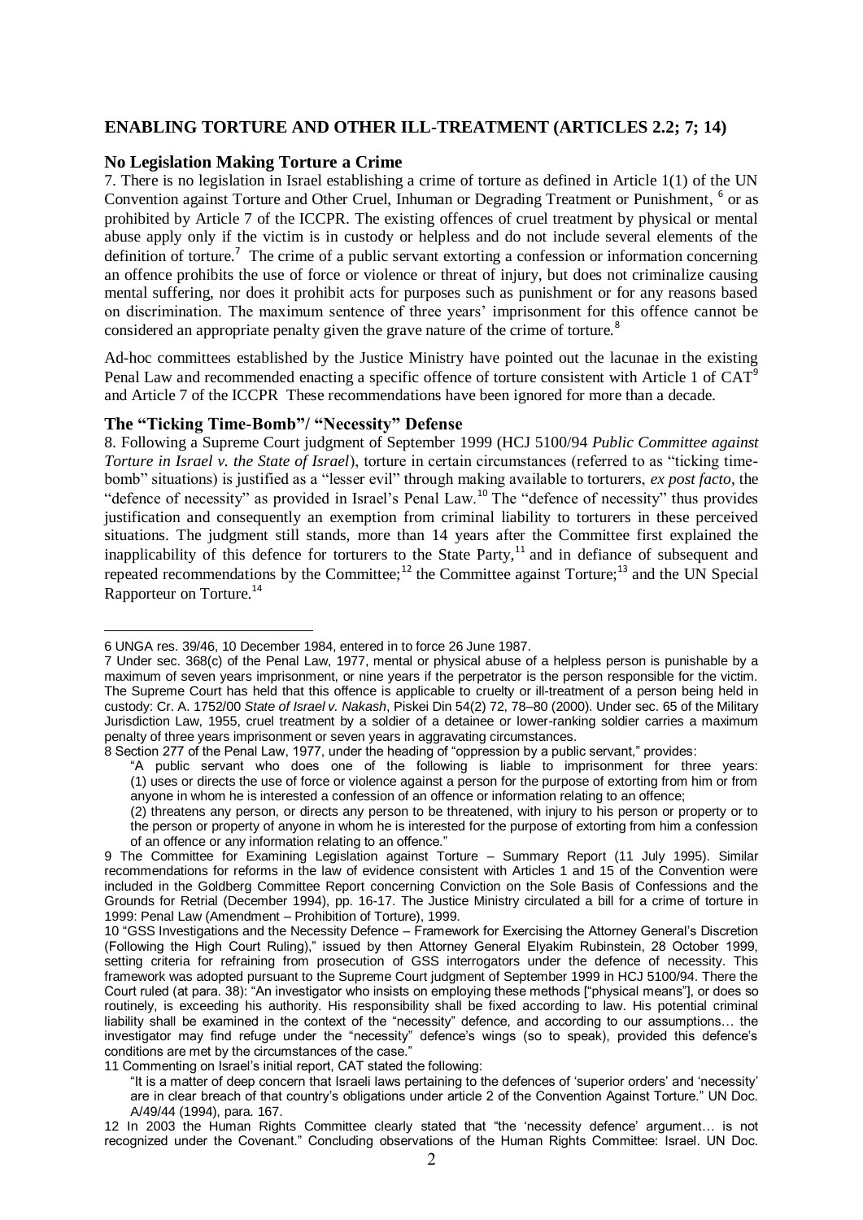## ENABLING TORTURE AND OTHER ILL-TREATMENT (ARTICLES 2.2; 7; 14)

### No Legislation Making Torture a Crime

7. There is no legislation in Israel establishing a crime of torture as defined in Article 1(1) of the UN Convention against Torture and Other Cruel, Inhuman or Degrading Treatment or Punishment, [6] or as prohibited by Article 7 of the ICCPR. The existing offences of cruel treatment by physical or mental abuse apply only if the victim is in custody or helpless and do not include several elements of the definition of torture.[7] The crime of a public servant extorting a confession or information concerning an offence prohibits the use of force or violence or threat of injury, but does not criminalize causing mental suffering, nor does it prohibit acts for purposes such as punishment or for any reasons based on discrimination. The maximum sentence of three years' imprisonment for this offence cannot be considered an appropriate penalty given the grave nature of the crime of torture.[8]

Ad-hoc committees established by the Justice Ministry have pointed out the lacunae in the existing Penal Law and recommended enacting a specific offence of torture consistent with Article 1 of CAT[9] and Article 7 of the ICCPR These recommendations have been ignored for more than a decade.

### The "Ticking Time-Bomb"/ "Necessity" Defense

8. Following a Supreme Court judgment of September 1999 (HCJ 5100/94 *Public Committee against Torture in Israel v. the State of Israel*), torture in certain circumstances (referred to as "ticking time-bomb" situations) is justified as a "lesser evil" through making available to torturers, *ex post facto*, the "defence of necessity" as provided in Israel's Penal Law.[10] The "defence of necessity" thus provides justification and consequently an exemption from criminal liability to torturers in these perceived situations. The judgment still stands, more than 14 years after the Committee first explained the inapplicability of this defence for torturers to the State Party,[11] and in defiance of subsequent and repeated recommendations by the Committee;[12] the Committee against Torture;[13] and the UN Special Rapporteur on Torture.[14]

---

6 UNGA res. 39/46, 10 December 1984, entered in to force 26 June 1987.

7 Under sec. 368(c) of the Penal Law, 1977, mental or physical abuse of a helpless person is punishable by a maximum of seven years imprisonment, or nine years if the perpetrator is the person responsible for the victim. The Supreme Court has held that this offence is applicable to cruelty or ill-treatment of a person being held in custody: Cr. A. 1752/00 *State of Israel v. Nakash*, Piskei Din 54(2) 72, 78–80 (2000). Under sec. 65 of the Military Jurisdiction Law, 1955, cruel treatment by a soldier of a detainee or lower-ranking soldier carries a maximum penalty of three years imprisonment or seven years in aggravating circumstances.

8 Section 277 of the Penal Law, 1977, under the heading of "oppression by a public servant," provides:

> "A public servant who does one of the following is liable to imprisonment for three years: (1) uses or directs the use of force or violence against a person for the purpose of extorting from him or from anyone in whom he is interested a confession of an offence or information relating to an offence;
> (2) threatens any person, or directs any person to be threatened, with injury to his person or property or to the person or property of anyone in whom he is interested for the purpose of extorting from him a confession of an offence or any information relating to an offence."

9 The Committee for Examining Legislation against Torture – Summary Report (11 July 1995). Similar recommendations for reforms in the law of evidence consistent with Articles 1 and 15 of the Convention were included in the Goldberg Committee Report concerning Conviction on the Sole Basis of Confessions and the Grounds for Retrial (December 1994), pp. 16-17. The Justice Ministry circulated a bill for a crime of torture in 1999: Penal Law (Amendment – Prohibition of Torture), 1999.

10 "GSS Investigations and the Necessity Defence – Framework for Exercising the Attorney General's Discretion (Following the High Court Ruling)," issued by then Attorney General Elyakim Rubinstein, 28 October 1999, setting criteria for refraining from prosecution of GSS interrogators under the defence of necessity. This framework was adopted pursuant to the Supreme Court judgment of September 1999 in HCJ 5100/94. There the Court ruled (at para. 38): "An investigator who insists on employing these methods ["physical means"], or does so routinely, is exceeding his authority. His responsibility shall be fixed according to law. His potential criminal liability shall be examined in the context of the "necessity" defence, and according to our assumptions… the investigator may find refuge under the "necessity" defence's wings (so to speak), provided this defence's conditions are met by the circumstances of the case."

11 Commenting on Israel's initial report, CAT stated the following:

> "It is a matter of deep concern that Israeli laws pertaining to the defences of 'superior orders' and 'necessity' are in clear breach of that country's obligations under article 2 of the Convention Against Torture." UN Doc. A/49/44 (1994), para. 167.

12 In 2003 the Human Rights Committee clearly stated that "the 'necessity defence' argument… is not recognized under the Covenant." Concluding observations of the Human Rights Committee: Israel. UN Doc.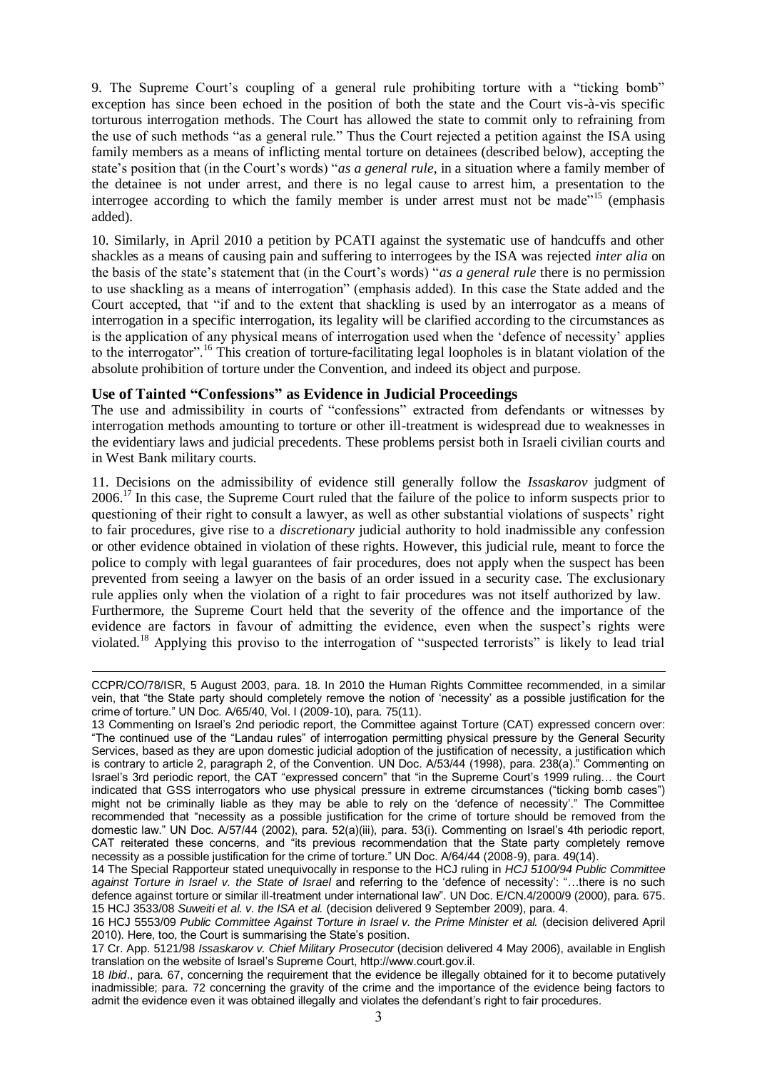9. The Supreme Court's coupling of a general rule prohibiting torture with a "ticking bomb" exception has since been echoed in the position of both the state and the Court vis-à-vis specific torturous interrogation methods. The Court has allowed the state to commit only to refraining from the use of such methods "as a general rule." Thus the Court rejected a petition against the ISA using family members as a means of inflicting mental torture on detainees (described below), accepting the state's position that (in the Court's words) "*as a general rule*, in a situation where a family member of the detainee is not under arrest, and there is no legal cause to arrest him, a presentation to the interrogee according to which the family member is under arrest must not be made"[15] (emphasis added).

10. Similarly, in April 2010 a petition by PCATI against the systematic use of handcuffs and other shackles as a means of causing pain and suffering to interrogees by the ISA was rejected *inter alia* on the basis of the state's statement that (in the Court's words) "*as a general rule* there is no permission to use shackling as a means of interrogation" (emphasis added). In this case the State added and the Court accepted, that "if and to the extent that shackling is used by an interrogator as a means of interrogation in a specific interrogation, its legality will be clarified according to the circumstances as is the application of any physical means of interrogation used when the 'defence of necessity' applies to the interrogator".[16] This creation of torture-facilitating legal loopholes is in blatant violation of the absolute prohibition of torture under the Convention, and indeed its object and purpose.

### Use of Tainted "Confessions" as Evidence in Judicial Proceedings

The use and admissibility in courts of "confessions" extracted from defendants or witnesses by interrogation methods amounting to torture or other ill-treatment is widespread due to weaknesses in the evidentiary laws and judicial precedents. These problems persist both in Israeli civilian courts and in West Bank military courts.

11. Decisions on the admissibility of evidence still generally follow the *Issaskarov* judgment of 2006.[17] In this case, the Supreme Court ruled that the failure of the police to inform suspects prior to questioning of their right to consult a lawyer, as well as other substantial violations of suspects' right to fair procedures, give rise to a *discretionary* judicial authority to hold inadmissible any confession or other evidence obtained in violation of these rights. However, this judicial rule, meant to force the police to comply with legal guarantees of fair procedures, does not apply when the suspect has been prevented from seeing a lawyer on the basis of an order issued in a security case. The exclusionary rule applies only when the violation of a right to fair procedures was not itself authorized by law. Furthermore, the Supreme Court held that the severity of the offence and the importance of the evidence are factors in favour of admitting the evidence, even when the suspect's rights were violated.[18] Applying this proviso to the interrogation of "suspected terrorists" is likely to lead trial

---

CCPR/CO/78/ISR, 5 August 2003, para. 18. In 2010 the Human Rights Committee recommended, in a similar vein, that "the State party should completely remove the notion of 'necessity' as a possible justification for the crime of torture." UN Doc. A/65/40, Vol. I (2009-10), para. 75(11).

13 Commenting on Israel's 2nd periodic report, the Committee against Torture (CAT) expressed concern over: "The continued use of the "Landau rules" of interrogation permitting physical pressure by the General Security Services, based as they are upon domestic judicial adoption of the justification of necessity, a justification which is contrary to article 2, paragraph 2, of the Convention. UN Doc. A/53/44 (1998), para. 238(a)." Commenting on Israel's 3rd periodic report, the CAT "expressed concern" that "in the Supreme Court's 1999 ruling… the Court indicated that GSS interrogators who use physical pressure in extreme circumstances ("ticking bomb cases") might not be criminally liable as they may be able to rely on the 'defence of necessity'." The Committee recommended that "necessity as a possible justification for the crime of torture should be removed from the domestic law." UN Doc. A/57/44 (2002), para. 52(a)(iii), para. 53(i). Commenting on Israel's 4th periodic report, CAT reiterated these concerns, and "its previous recommendation that the State party completely remove necessity as a possible justification for the crime of torture." UN Doc. A/64/44 (2008-9), para. 49(14).

14 The Special Rapporteur stated unequivocally in response to the HCJ ruling in *HCJ 5100/94 Public Committee against Torture in Israel v. the State of Israel* and referring to the 'defence of necessity': "…there is no such defence against torture or similar ill-treatment under international law". UN Doc. E/CN.4/2000/9 (2000), para. 675.

15 HCJ 3533/08 *Suweiti et al. v. the ISA et al.* (decision delivered 9 September 2009), para. 4.

16 HCJ 5553/09 *Public Committee Against Torture in Israel v. the Prime Minister et al.* (decision delivered April 2010). Here, too, the Court is summarising the State's position.

17 Cr. App. 5121/98 *Issaskarov v. Chief Military Prosecutor* (decision delivered 4 May 2006), available in English translation on the website of Israel's Supreme Court, http://www.court.gov.il.

18 *Ibid*., para. 67, concerning the requirement that the evidence be illegally obtained for it to become putatively inadmissible; para. 72 concerning the gravity of the crime and the importance of the evidence being factors to admit the evidence even it was obtained illegally and violates the defendant's right to fair procedures.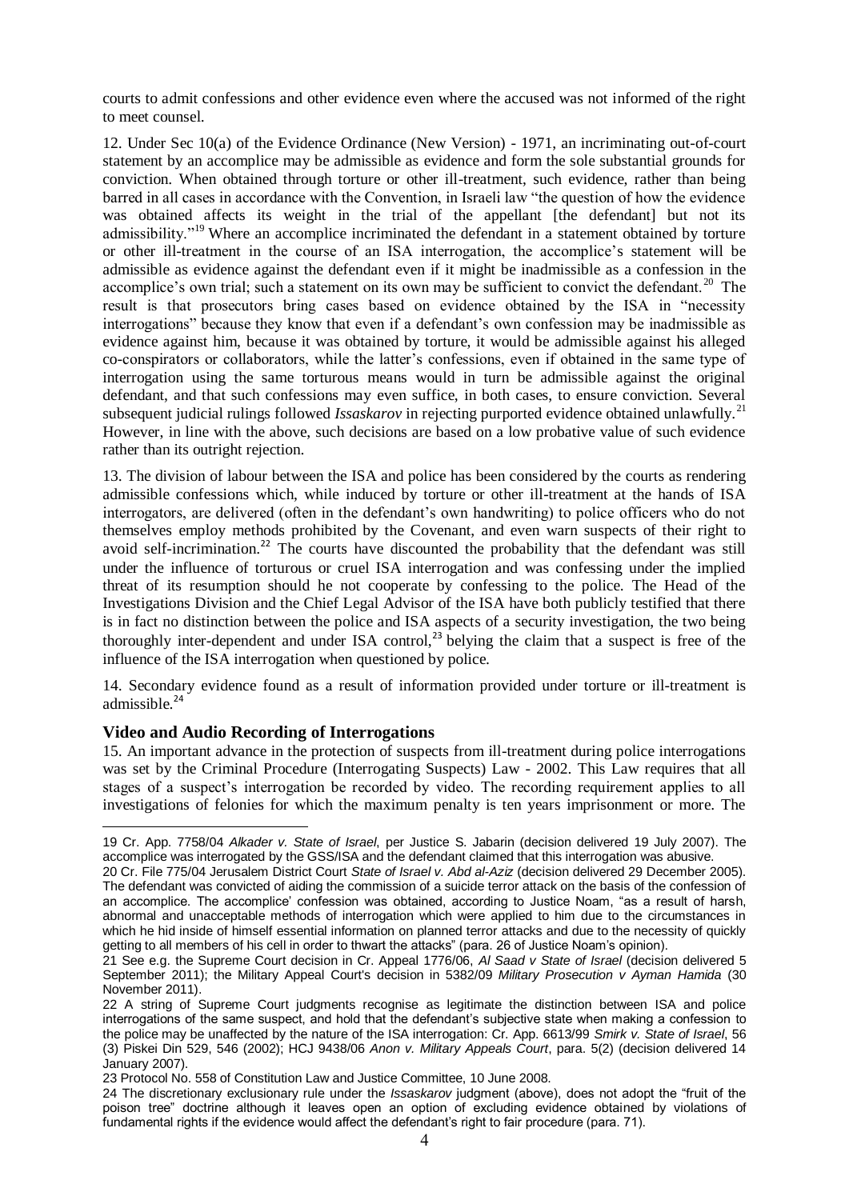courts to admit confessions and other evidence even where the accused was not informed of the right to meet counsel.

12. Under Sec 10(a) of the Evidence Ordinance (New Version) - 1971, an incriminating out-of-court statement by an accomplice may be admissible as evidence and form the sole substantial grounds for conviction. When obtained through torture or other ill-treatment, such evidence, rather than being barred in all cases in accordance with the Convention, in Israeli law "the question of how the evidence was obtained affects its weight in the trial of the appellant [the defendant] but not its admissibility."[19] Where an accomplice incriminated the defendant in a statement obtained by torture or other ill-treatment in the course of an ISA interrogation, the accomplice's statement will be admissible as evidence against the defendant even if it might be inadmissible as a confession in the accomplice's own trial; such a statement on its own may be sufficient to convict the defendant.[20] The result is that prosecutors bring cases based on evidence obtained by the ISA in "necessity interrogations" because they know that even if a defendant's own confession may be inadmissible as evidence against him, because it was obtained by torture, it would be admissible against his alleged co-conspirators or collaborators, while the latter's confessions, even if obtained in the same type of interrogation using the same torturous means would in turn be admissible against the original defendant, and that such confessions may even suffice, in both cases, to ensure conviction. Several subsequent judicial rulings followed *Issaskarov* in rejecting purported evidence obtained unlawfully.[21] However, in line with the above, such decisions are based on a low probative value of such evidence rather than its outright rejection.

13. The division of labour between the ISA and police has been considered by the courts as rendering admissible confessions which, while induced by torture or other ill-treatment at the hands of ISA interrogators, are delivered (often in the defendant's own handwriting) to police officers who do not themselves employ methods prohibited by the Covenant, and even warn suspects of their right to avoid self-incrimination.[22] The courts have discounted the probability that the defendant was still under the influence of torturous or cruel ISA interrogation and was confessing under the implied threat of its resumption should he not cooperate by confessing to the police. The Head of the Investigations Division and the Chief Legal Advisor of the ISA have both publicly testified that there is in fact no distinction between the police and ISA aspects of a security investigation, the two being thoroughly inter-dependent and under ISA control,[23] belying the claim that a suspect is free of the influence of the ISA interrogation when questioned by police.

14. Secondary evidence found as a result of information provided under torture or ill-treatment is admissible.[24]

### Video and Audio Recording of Interrogations

15. An important advance in the protection of suspects from ill-treatment during police interrogations was set by the Criminal Procedure (Interrogating Suspects) Law - 2002. This Law requires that all stages of a suspect's interrogation be recorded by video. The recording requirement applies to all investigations of felonies for which the maximum penalty is ten years imprisonment or more. The

---

19 Cr. App. 7758/04 *Alkader v. State of Israel*, per Justice S. Jabarin (decision delivered 19 July 2007). The accomplice was interrogated by the GSS/ISA and the defendant claimed that this interrogation was abusive.

20 Cr. File 775/04 Jerusalem District Court *State of Israel v. Abd al-Aziz* (decision delivered 29 December 2005). The defendant was convicted of aiding the commission of a suicide terror attack on the basis of the confession of an accomplice. The accomplice' confession was obtained, according to Justice Noam, "as a result of harsh, abnormal and unacceptable methods of interrogation which were applied to him due to the circumstances in which he hid inside of himself essential information on planned terror attacks and due to the necessity of quickly getting to all members of his cell in order to thwart the attacks" (para. 26 of Justice Noam's opinion).

21 See e.g. the Supreme Court decision in Cr. Appeal 1776/06, *Al Saad v State of Israel* (decision delivered 5 September 2011); the Military Appeal Court's decision in 5382/09 *Military Prosecution v Ayman Hamida* (30 November 2011).

22 A string of Supreme Court judgments recognise as legitimate the distinction between ISA and police interrogations of the same suspect, and hold that the defendant's subjective state when making a confession to the police may be unaffected by the nature of the ISA interrogation: Cr. App. 6613/99 *Smirk v. State of Israel*, 56 (3) Piskei Din 529, 546 (2002); HCJ 9438/06 *Anon v. Military Appeals Court*, para. 5(2) (decision delivered 14 January 2007).

23 Protocol No. 558 of Constitution Law and Justice Committee, 10 June 2008.

24 The discretionary exclusionary rule under the *Issaskarov* judgment (above), does not adopt the "fruit of the poison tree" doctrine although it leaves open an option of excluding evidence obtained by violations of fundamental rights if the evidence would affect the defendant's right to fair procedure (para. 71).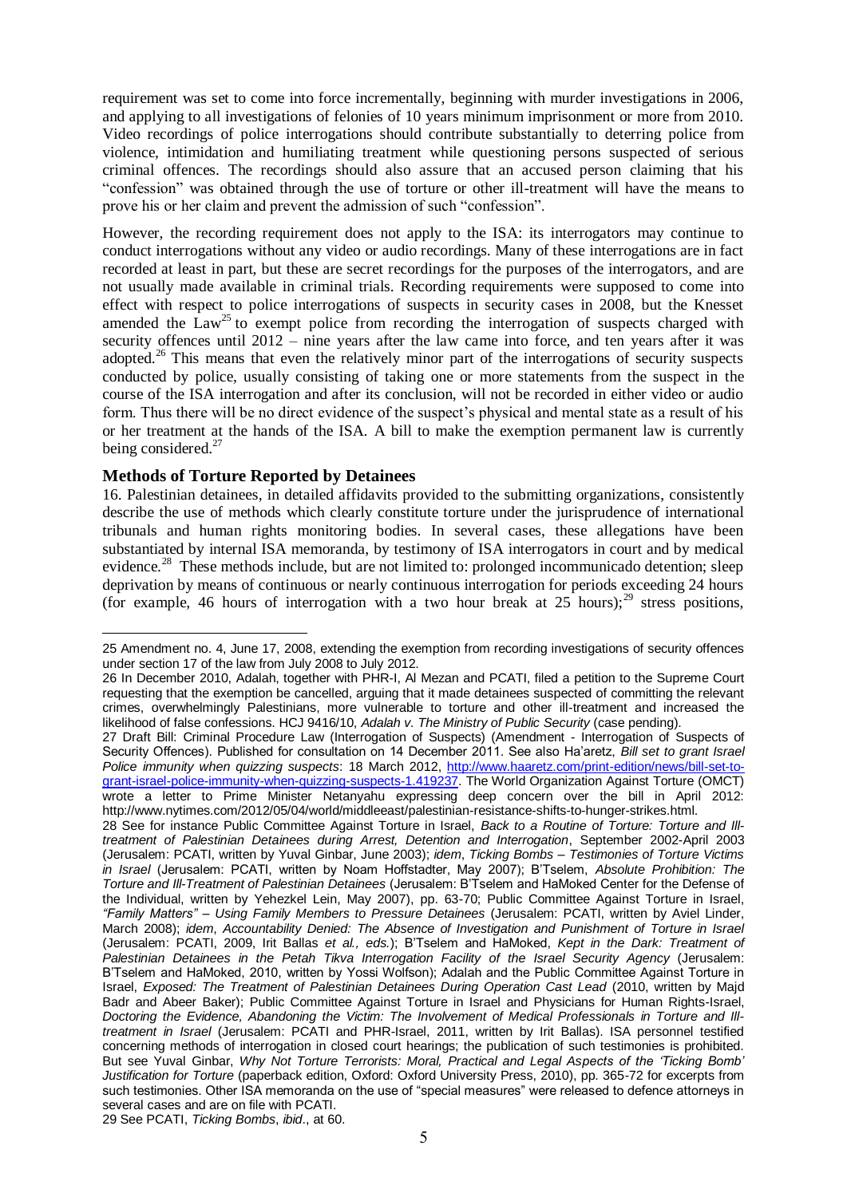requirement was set to come into force incrementally, beginning with murder investigations in 2006, and applying to all investigations of felonies of 10 years minimum imprisonment or more from 2010. Video recordings of police interrogations should contribute substantially to deterring police from violence, intimidation and humiliating treatment while questioning persons suspected of serious criminal offences. The recordings should also assure that an accused person claiming that his "confession" was obtained through the use of torture or other ill-treatment will have the means to prove his or her claim and prevent the admission of such "confession".

However, the recording requirement does not apply to the ISA: its interrogators may continue to conduct interrogations without any video or audio recordings. Many of these interrogations are in fact recorded at least in part, but these are secret recordings for the purposes of the interrogators, and are not usually made available in criminal trials. Recording requirements were supposed to come into effect with respect to police interrogations of suspects in security cases in 2008, but the Knesset amended the Law[25] to exempt police from recording the interrogation of suspects charged with security offences until 2012 – nine years after the law came into force, and ten years after it was adopted.[26] This means that even the relatively minor part of the interrogations of security suspects conducted by police, usually consisting of taking one or more statements from the suspect in the course of the ISA interrogation and after its conclusion, will not be recorded in either video or audio form. Thus there will be no direct evidence of the suspect's physical and mental state as a result of his or her treatment at the hands of the ISA. A bill to make the exemption permanent law is currently being considered.[27]

### Methods of Torture Reported by Detainees

16. Palestinian detainees, in detailed affidavits provided to the submitting organizations, consistently describe the use of methods which clearly constitute torture under the jurisprudence of international tribunals and human rights monitoring bodies. In several cases, these allegations have been substantiated by internal ISA memoranda, by testimony of ISA interrogators in court and by medical evidence.[28] These methods include, but are not limited to: prolonged incommunicado detention; sleep deprivation by means of continuous or nearly continuous interrogation for periods exceeding 24 hours (for example, 46 hours of interrogation with a two hour break at 25 hours);[29] stress positions,

---

25 Amendment no. 4, June 17, 2008, extending the exemption from recording investigations of security offences under section 17 of the law from July 2008 to July 2012.

26 In December 2010, Adalah, together with PHR-I, Al Mezan and PCATI, filed a petition to the Supreme Court requesting that the exemption be cancelled, arguing that it made detainees suspected of committing the relevant crimes, overwhelmingly Palestinians, more vulnerable to torture and other ill-treatment and increased the likelihood of false confessions. HCJ 9416/10, *Adalah v. The Ministry of Public Security* (case pending).

27 Draft Bill: Criminal Procedure Law (Interrogation of Suspects) (Amendment - Interrogation of Suspects of Security Offences). Published for consultation on 14 December 2011. See also Ha'aretz, *Bill set to grant Israel Police immunity when quizzing suspects*: 18 March 2012, http://www.haaretz.com/print-edition/news/bill-set-to-grant-israel-police-immunity-when-quizzing-suspects-1.419237. The World Organization Against Torture (OMCT) wrote a letter to Prime Minister Netanyahu expressing deep concern over the bill in April 2012: http://www.nytimes.com/2012/05/04/world/middleeast/palestinian-resistance-shifts-to-hunger-strikes.html.

28 See for instance Public Committee Against Torture in Israel, *Back to a Routine of Torture: Torture and Ill-treatment of Palestinian Detainees during Arrest, Detention and Interrogation*, September 2002-April 2003 (Jerusalem: PCATI, written by Yuval Ginbar, June 2003); *idem*, *Ticking Bombs – Testimonies of Torture Victims in Israel* (Jerusalem: PCATI, written by Noam Hoffstadter, May 2007); B'Tselem, *Absolute Prohibition: The Torture and Ill-Treatment of Palestinian Detainees* (Jerusalem: B'Tselem and HaMoked Center for the Defense of the Individual, written by Yehezkel Lein, May 2007), pp. 63-70; Public Committee Against Torture in Israel, *"Family Matters" – Using Family Members to Pressure Detainees* (Jerusalem: PCATI, written by Aviel Linder, March 2008); *idem*, *Accountability Denied: The Absence of Investigation and Punishment of Torture in Israel* (Jerusalem: PCATI, 2009, Irit Ballas *et al., eds.*); B'Tselem and HaMoked, *Kept in the Dark: Treatment of Palestinian Detainees in the Petah Tikva Interrogation Facility of the Israel Security Agency* (Jerusalem: B'Tselem and HaMoked, 2010, written by Yossi Wolfson); Adalah and the Public Committee Against Torture in Israel, *Exposed: The Treatment of Palestinian Detainees During Operation Cast Lead* (2010, written by Majd Badr and Abeer Baker); Public Committee Against Torture in Israel and Physicians for Human Rights-Israel, *Doctoring the Evidence, Abandoning the Victim: The Involvement of Medical Professionals in Torture and Ill-treatment in Israel* (Jerusalem: PCATI and PHR-Israel, 2011, written by Irit Ballas). ISA personnel testified concerning methods of interrogation in closed court hearings; the publication of such testimonies is prohibited. But see Yuval Ginbar, *Why Not Torture Terrorists: Moral, Practical and Legal Aspects of the 'Ticking Bomb' Justification for Torture* (paperback edition, Oxford: Oxford University Press, 2010), pp. 365-72 for excerpts from such testimonies. Other ISA memoranda on the use of "special measures" were released to defence attorneys in several cases and are on file with PCATI.

29 See PCATI, *Ticking Bombs*, *ibid*., at 60.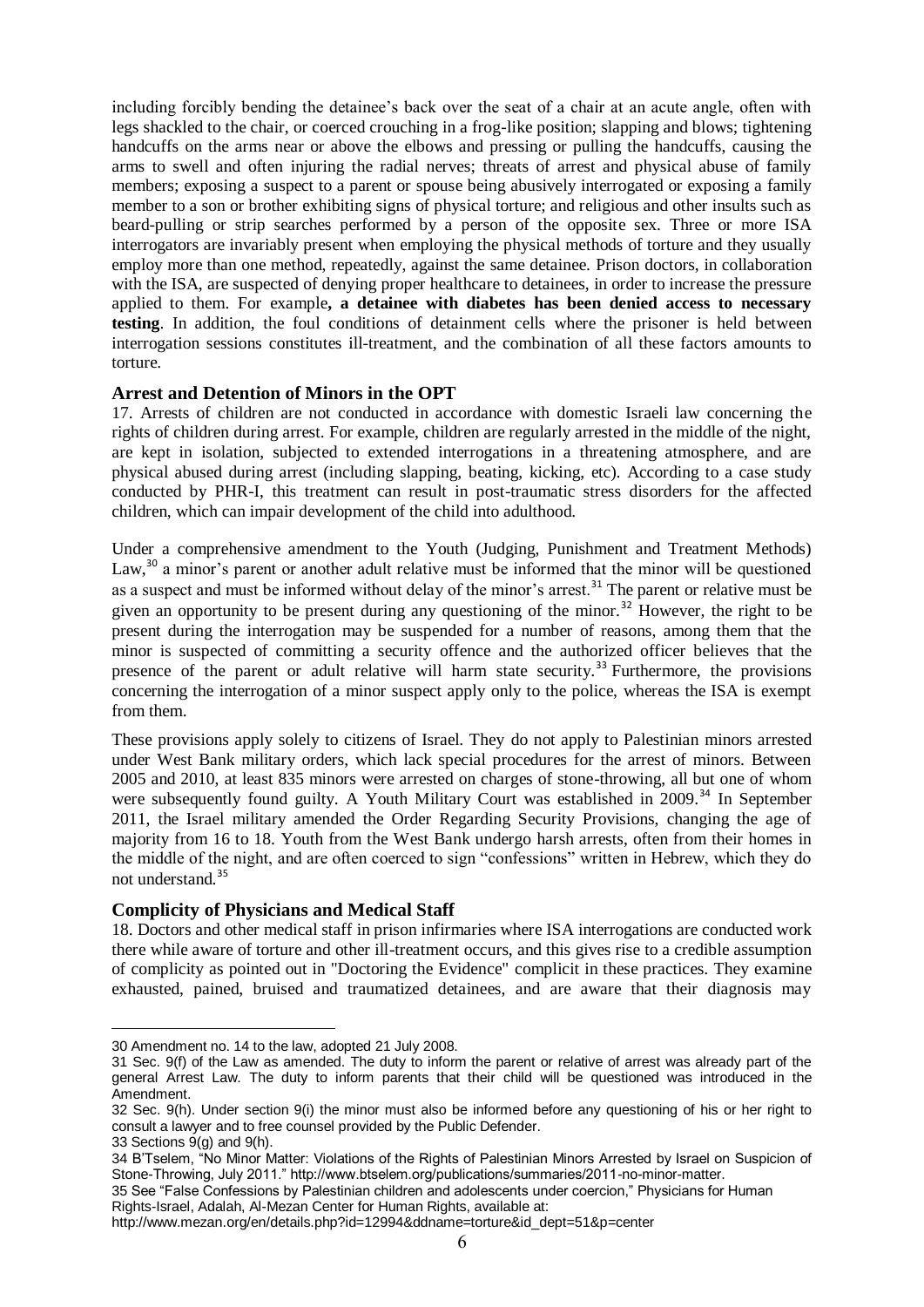including forcibly bending the detainee's back over the seat of a chair at an acute angle, often with legs shackled to the chair, or coerced crouching in a frog-like position; slapping and blows; tightening handcuffs on the arms near or above the elbows and pressing or pulling the handcuffs, causing the arms to swell and often injuring the radial nerves; threats of arrest and physical abuse of family members; exposing a suspect to a parent or spouse being abusively interrogated or exposing a family member to a son or brother exhibiting signs of physical torture; and religious and other insults such as beard-pulling or strip searches performed by a person of the opposite sex. Three or more ISA interrogators are invariably present when employing the physical methods of torture and they usually employ more than one method, repeatedly, against the same detainee. Prison doctors, in collaboration with the ISA, are suspected of denying proper healthcare to detainees, in order to increase the pressure applied to them. For example**, a detainee with diabetes has been denied access to necessary testing**. In addition, the foul conditions of detainment cells where the prisoner is held between interrogation sessions constitutes ill-treatment, and the combination of all these factors amounts to torture.

### Arrest and Detention of Minors in the OPT

17. Arrests of children are not conducted in accordance with domestic Israeli law concerning the rights of children during arrest. For example, children are regularly arrested in the middle of the night, are kept in isolation, subjected to extended interrogations in a threatening atmosphere, and are physical abused during arrest (including slapping, beating, kicking, etc). According to a case study conducted by PHR-I, this treatment can result in post-traumatic stress disorders for the affected children, which can impair development of the child into adulthood.

Under a comprehensive amendment to the Youth (Judging, Punishment and Treatment Methods) Law,[30] a minor's parent or another adult relative must be informed that the minor will be questioned as a suspect and must be informed without delay of the minor's arrest.[31] The parent or relative must be given an opportunity to be present during any questioning of the minor.[32] However, the right to be present during the interrogation may be suspended for a number of reasons, among them that the minor is suspected of committing a security offence and the authorized officer believes that the presence of the parent or adult relative will harm state security.[33] Furthermore, the provisions concerning the interrogation of a minor suspect apply only to the police, whereas the ISA is exempt from them.

These provisions apply solely to citizens of Israel. They do not apply to Palestinian minors arrested under West Bank military orders, which lack special procedures for the arrest of minors. Between 2005 and 2010, at least 835 minors were arrested on charges of stone-throwing, all but one of whom were subsequently found guilty. A Youth Military Court was established in 2009.[34] In September 2011, the Israel military amended the Order Regarding Security Provisions, changing the age of majority from 16 to 18. Youth from the West Bank undergo harsh arrests, often from their homes in the middle of the night, and are often coerced to sign "confessions" written in Hebrew, which they do not understand.[35]

### Complicity of Physicians and Medical Staff

18. Doctors and other medical staff in prison infirmaries where ISA interrogations are conducted work there while aware of torture and other ill-treatment occurs, and this gives rise to a credible assumption of complicity as pointed out in "Doctoring the Evidence" complicit in these practices. They examine exhausted, pained, bruised and traumatized detainees, and are aware that their diagnosis may

---

30 Amendment no. 14 to the law, adopted 21 July 2008.

31 Sec. 9(f) of the Law as amended. The duty to inform the parent or relative of arrest was already part of the general Arrest Law. The duty to inform parents that their child will be questioned was introduced in the Amendment.

32 Sec. 9(h). Under section 9(i) the minor must also be informed before any questioning of his or her right to consult a lawyer and to free counsel provided by the Public Defender.

33 Sections 9(g) and 9(h).

34 B'Tselem, "No Minor Matter: Violations of the Rights of Palestinian Minors Arrested by Israel on Suspicion of Stone-Throwing, July 2011." http://www.btselem.org/publications/summaries/2011-no-minor-matter.

35 See "False Confessions by Palestinian children and adolescents under coercion," Physicians for Human Rights-Israel, Adalah, Al-Mezan Center for Human Rights, available at: http://www.mezan.org/en/details.php?id=12994&ddname=torture&id_dept=51&p=center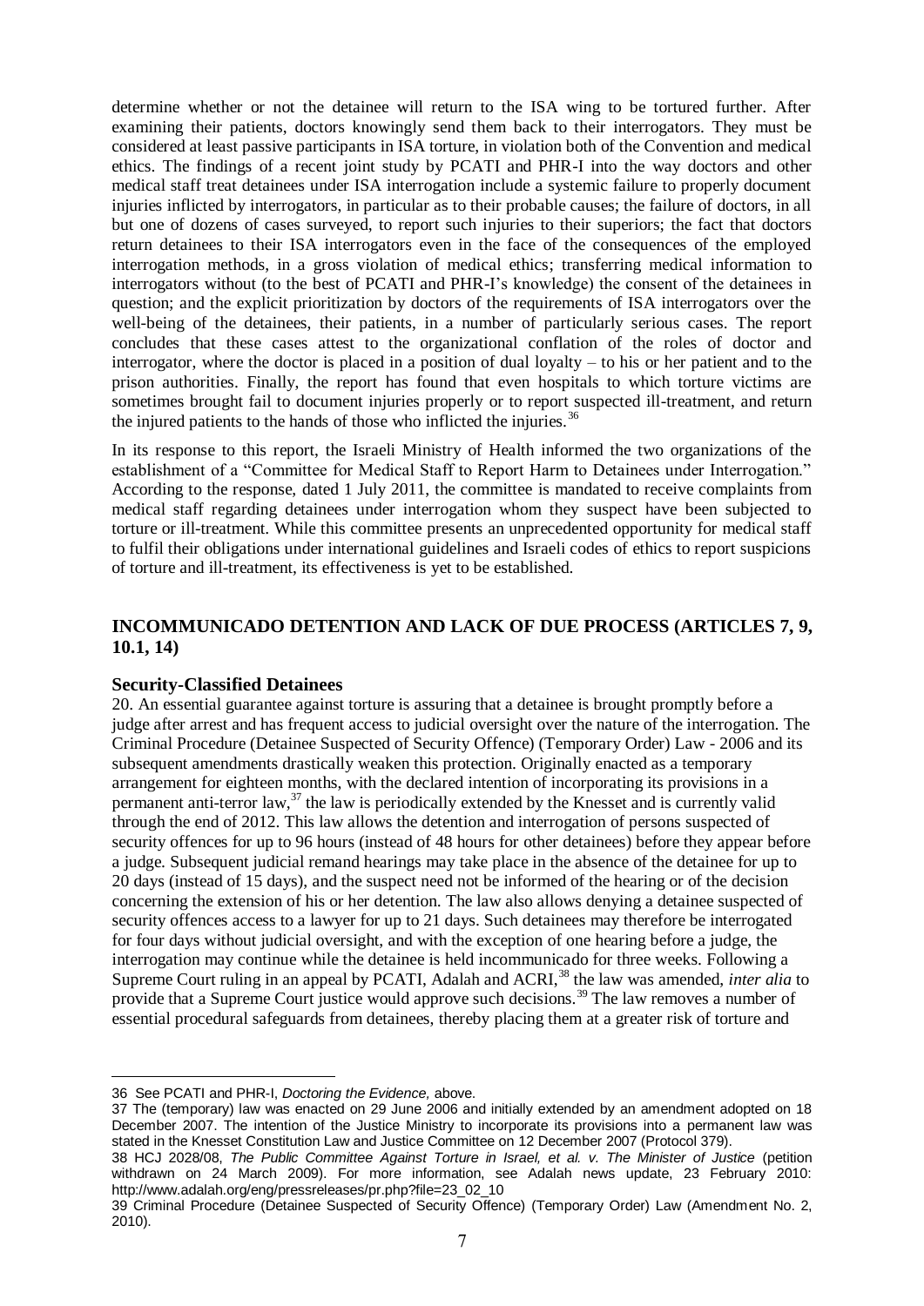determine whether or not the detainee will return to the ISA wing to be tortured further. After examining their patients, doctors knowingly send them back to their interrogators. They must be considered at least passive participants in ISA torture, in violation both of the Convention and medical ethics. The findings of a recent joint study by PCATI and PHR-I into the way doctors and other medical staff treat detainees under ISA interrogation include a systemic failure to properly document injuries inflicted by interrogators, in particular as to their probable causes; the failure of doctors, in all but one of dozens of cases surveyed, to report such injuries to their superiors; the fact that doctors return detainees to their ISA interrogators even in the face of the consequences of the employed interrogation methods, in a gross violation of medical ethics; transferring medical information to interrogators without (to the best of PCATI and PHR-I's knowledge) the consent of the detainees in question; and the explicit prioritization by doctors of the requirements of ISA interrogators over the well-being of the detainees, their patients, in a number of particularly serious cases. The report concludes that these cases attest to the organizational conflation of the roles of doctor and interrogator, where the doctor is placed in a position of dual loyalty – to his or her patient and to the prison authorities. Finally, the report has found that even hospitals to which torture victims are sometimes brought fail to document injuries properly or to report suspected ill-treatment, and return the injured patients to the hands of those who inflicted the injuries.[36]

In its response to this report, the Israeli Ministry of Health informed the two organizations of the establishment of a "Committee for Medical Staff to Report Harm to Detainees under Interrogation." According to the response, dated 1 July 2011, the committee is mandated to receive complaints from medical staff regarding detainees under interrogation whom they suspect have been subjected to torture or ill-treatment. While this committee presents an unprecedented opportunity for medical staff to fulfil their obligations under international guidelines and Israeli codes of ethics to report suspicions of torture and ill-treatment, its effectiveness is yet to be established.

## INCOMMUNICADO DETENTION AND LACK OF DUE PROCESS (ARTICLES 7, 9, 10.1, 14)

### Security-Classified Detainees

20. An essential guarantee against torture is assuring that a detainee is brought promptly before a judge after arrest and has frequent access to judicial oversight over the nature of the interrogation. The Criminal Procedure (Detainee Suspected of Security Offence) (Temporary Order) Law - 2006 and its subsequent amendments drastically weaken this protection. Originally enacted as a temporary arrangement for eighteen months, with the declared intention of incorporating its provisions in a permanent anti-terror law,[37] the law is periodically extended by the Knesset and is currently valid through the end of 2012. This law allows the detention and interrogation of persons suspected of security offences for up to 96 hours (instead of 48 hours for other detainees) before they appear before a judge. Subsequent judicial remand hearings may take place in the absence of the detainee for up to 20 days (instead of 15 days), and the suspect need not be informed of the hearing or of the decision concerning the extension of his or her detention. The law also allows denying a detainee suspected of security offences access to a lawyer for up to 21 days. Such detainees may therefore be interrogated for four days without judicial oversight, and with the exception of one hearing before a judge, the interrogation may continue while the detainee is held incommunicado for three weeks. Following a Supreme Court ruling in an appeal by PCATI, Adalah and ACRI,[38] the law was amended, *inter alia* to provide that a Supreme Court justice would approve such decisions.[39] The law removes a number of essential procedural safeguards from detainees, thereby placing them at a greater risk of torture and

---

36 See PCATI and PHR-I, *Doctoring the Evidence,* above.

37 The (temporary) law was enacted on 29 June 2006 and initially extended by an amendment adopted on 18 December 2007. The intention of the Justice Ministry to incorporate its provisions into a permanent law was stated in the Knesset Constitution Law and Justice Committee on 12 December 2007 (Protocol 379).

38 HCJ 2028/08, *The Public Committee Against Torture in Israel, et al. v. The Minister of Justice* (petition withdrawn on 24 March 2009). For more information, see Adalah news update, 23 February 2010: http://www.adalah.org/eng/pressreleases/pr.php?file=23_02_10

39 Criminal Procedure (Detainee Suspected of Security Offence) (Temporary Order) Law (Amendment No. 2, 2010).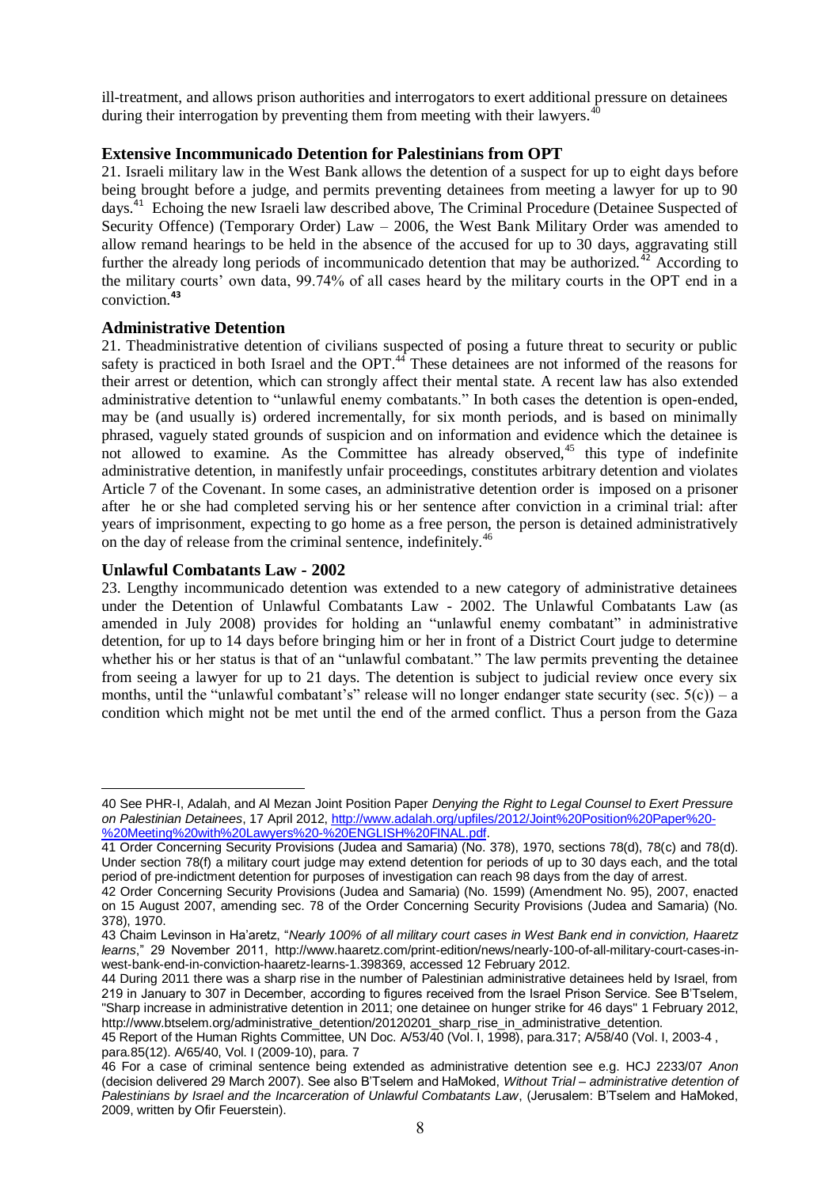ill-treatment, and allows prison authorities and interrogators to exert additional pressure on detainees during their interrogation by preventing them from meeting with their lawyers.[40]

### Extensive Incommunicado Detention for Palestinians from OPT

21. Israeli military law in the West Bank allows the detention of a suspect for up to eight days before being brought before a judge, and permits preventing detainees from meeting a lawyer for up to 90 days.[41] Echoing the new Israeli law described above, The Criminal Procedure (Detainee Suspected of Security Offence) (Temporary Order) Law – 2006, the West Bank Military Order was amended to allow remand hearings to be held in the absence of the accused for up to 30 days, aggravating still further the already long periods of incommunicado detention that may be authorized.[42] According to the military courts' own data, 99.74% of all cases heard by the military courts in the OPT end in a conviction.[43]

### Administrative Detention

21. Theadministrative detention of civilians suspected of posing a future threat to security or public safety is practiced in both Israel and the OPT.[44] These detainees are not informed of the reasons for their arrest or detention, which can strongly affect their mental state. A recent law has also extended administrative detention to "unlawful enemy combatants." In both cases the detention is open-ended, may be (and usually is) ordered incrementally, for six month periods, and is based on minimally phrased, vaguely stated grounds of suspicion and on information and evidence which the detainee is not allowed to examine. As the Committee has already observed,[45] this type of indefinite administrative detention, in manifestly unfair proceedings, constitutes arbitrary detention and violates Article 7 of the Covenant. In some cases, an administrative detention order is imposed on a prisoner after he or she had completed serving his or her sentence after conviction in a criminal trial: after years of imprisonment, expecting to go home as a free person, the person is detained administratively on the day of release from the criminal sentence, indefinitely.[46]

### Unlawful Combatants Law - 2002

23. Lengthy incommunicado detention was extended to a new category of administrative detainees under the Detention of Unlawful Combatants Law - 2002. The Unlawful Combatants Law (as amended in July 2008) provides for holding an "unlawful enemy combatant" in administrative detention, for up to 14 days before bringing him or her in front of a District Court judge to determine whether his or her status is that of an "unlawful combatant." The law permits preventing the detainee from seeing a lawyer for up to 21 days. The detention is subject to judicial review once every six months, until the "unlawful combatant's" release will no longer endanger state security (sec. 5(c)) – a condition which might not be met until the end of the armed conflict. Thus a person from the Gaza

---

40 See PHR-I, Adalah, and Al Mezan Joint Position Paper *Denying the Right to Legal Counsel to Exert Pressure on Palestinian Detainees*, 17 April 2012, http://www.adalah.org/upfiles/2012/Joint%20Position%20Paper%20-%20Meeting%20with%20Lawyers%20-%20ENGLISH%20FINAL.pdf.

41 Order Concerning Security Provisions (Judea and Samaria) (No. 378), 1970, sections 78(d), 78(c) and 78(d). Under section 78(f) a military court judge may extend detention for periods of up to 30 days each, and the total period of pre-indictment detention for purposes of investigation can reach 98 days from the day of arrest.

42 Order Concerning Security Provisions (Judea and Samaria) (No. 1599) (Amendment No. 95), 2007, enacted on 15 August 2007, amending sec. 78 of the Order Concerning Security Provisions (Judea and Samaria) (No. 378), 1970.

43 Chaim Levinson in Ha'aretz, "*Nearly 100% of all military court cases in West Bank end in conviction, Haaretz learns*," 29 November 2011, http://www.haaretz.com/print-edition/news/nearly-100-of-all-military-court-cases-in-west-bank-end-in-conviction-haaretz-learns-1.398369, accessed 12 February 2012.

44 During 2011 there was a sharp rise in the number of Palestinian administrative detainees held by Israel, from 219 in January to 307 in December, according to figures received from the Israel Prison Service. See B'Tselem, "Sharp increase in administrative detention in 2011; one detainee on hunger strike for 46 days" 1 February 2012, http://www.btselem.org/administrative_detention/20120201_sharp_rise_in_administrative_detention.

45 Report of the Human Rights Committee, UN Doc. A/53/40 (Vol. I, 1998), para.317; A/58/40 (Vol. I, 2003-4 , para.85(12). A/65/40, Vol. I (2009-10), para. 7

46 For a case of criminal sentence being extended as administrative detention see e.g. HCJ 2233/07 *Anon* (decision delivered 29 March 2007). See also B'Tselem and HaMoked, *Without Trial – administrative detention of Palestinians by Israel and the Incarceration of Unlawful Combatants Law*, (Jerusalem: B'Tselem and HaMoked, 2009, written by Ofir Feuerstein).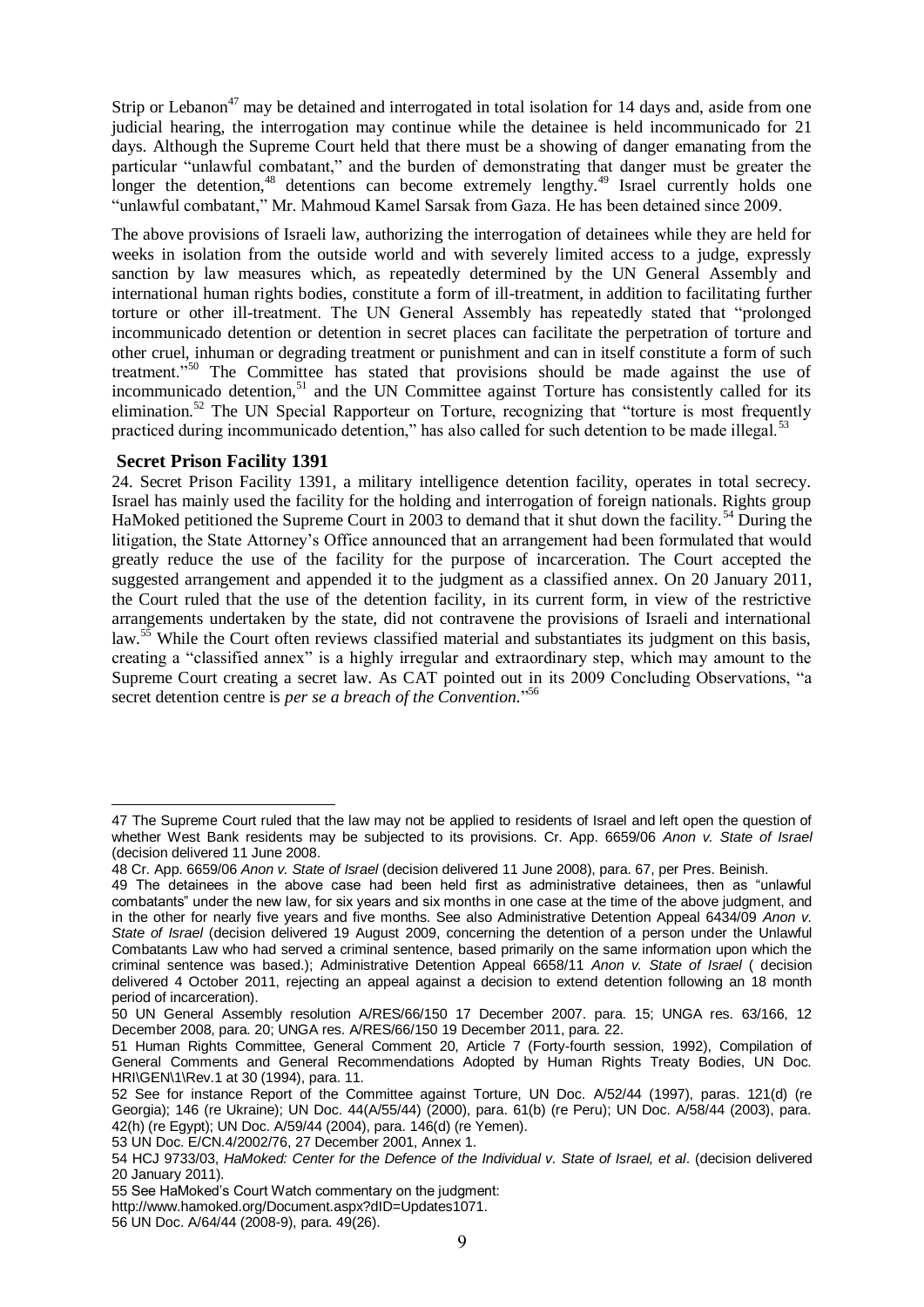Strip or Lebanon[47] may be detained and interrogated in total isolation for 14 days and, aside from one judicial hearing, the interrogation may continue while the detainee is held incommunicado for 21 days. Although the Supreme Court held that there must be a showing of danger emanating from the particular "unlawful combatant," and the burden of demonstrating that danger must be greater the longer the detention,[48] detentions can become extremely lengthy.[49] Israel currently holds one "unlawful combatant," Mr. Mahmoud Kamel Sarsak from Gaza. He has been detained since 2009.

The above provisions of Israeli law, authorizing the interrogation of detainees while they are held for weeks in isolation from the outside world and with severely limited access to a judge, expressly sanction by law measures which, as repeatedly determined by the UN General Assembly and international human rights bodies, constitute a form of ill-treatment, in addition to facilitating further torture or other ill-treatment. The UN General Assembly has repeatedly stated that "prolonged incommunicado detention or detention in secret places can facilitate the perpetration of torture and other cruel, inhuman or degrading treatment or punishment and can in itself constitute a form of such treatment."[50] The Committee has stated that provisions should be made against the use of incommunicado detention,[51] and the UN Committee against Torture has consistently called for its elimination.[52] The UN Special Rapporteur on Torture, recognizing that "torture is most frequently practiced during incommunicado detention," has also called for such detention to be made illegal.[53]

### Secret Prison Facility 1391

24. Secret Prison Facility 1391, a military intelligence detention facility, operates in total secrecy. Israel has mainly used the facility for the holding and interrogation of foreign nationals. Rights group HaMoked petitioned the Supreme Court in 2003 to demand that it shut down the facility.[54] During the litigation, the State Attorney's Office announced that an arrangement had been formulated that would greatly reduce the use of the facility for the purpose of incarceration. The Court accepted the suggested arrangement and appended it to the judgment as a classified annex. On 20 January 2011, the Court ruled that the use of the detention facility, in its current form, in view of the restrictive arrangements undertaken by the state, did not contravene the provisions of Israeli and international law.[55] While the Court often reviews classified material and substantiates its judgment on this basis, creating a "classified annex" is a highly irregular and extraordinary step, which may amount to the Supreme Court creating a secret law. As CAT pointed out in its 2009 Concluding Observations, "a secret detention centre is *per se a breach of the Convention.*"[56]

---

47 The Supreme Court ruled that the law may not be applied to residents of Israel and left open the question of whether West Bank residents may be subjected to its provisions. Cr. App. 6659/06 *Anon v. State of Israel* (decision delivered 11 June 2008.

48 Cr. App. 6659/06 *Anon v. State of Israel* (decision delivered 11 June 2008), para. 67, per Pres. Beinish.

49 The detainees in the above case had been held first as administrative detainees, then as "unlawful combatants" under the new law, for six years and six months in one case at the time of the above judgment, and in the other for nearly five years and five months. See also Administrative Detention Appeal 6434/09 *Anon v. State of Israel* (decision delivered 19 August 2009, concerning the detention of a person under the Unlawful Combatants Law who had served a criminal sentence, based primarily on the same information upon which the criminal sentence was based.); Administrative Detention Appeal 6658/11 *Anon v. State of Israel* ( decision delivered 4 October 2011, rejecting an appeal against a decision to extend detention following an 18 month period of incarceration).

50 UN General Assembly resolution A/RES/66/150 17 December 2007. para. 15; UNGA res. 63/166, 12 December 2008, para. 20; UNGA res. A/RES/66/150 19 December 2011, para. 22.

51 Human Rights Committee, General Comment 20, Article 7 (Forty-fourth session, 1992), Compilation of General Comments and General Recommendations Adopted by Human Rights Treaty Bodies, UN Doc. HRI\GEN\1\Rev.1 at 30 (1994), para. 11.

52 See for instance Report of the Committee against Torture, UN Doc. A/52/44 (1997), paras. 121(d) (re Georgia); 146 (re Ukraine); UN Doc. 44(A/55/44) (2000), para. 61(b) (re Peru); UN Doc. A/58/44 (2003), para. 42(h) (re Egypt); UN Doc. A/59/44 (2004), para. 146(d) (re Yemen).

53 UN Doc. E/CN.4/2002/76, 27 December 2001, Annex 1.

54 HCJ 9733/03, *HaMoked: Center for the Defence of the Individual v. State of Israel, et al*. (decision delivered 20 January 2011).

55 See HaMoked's Court Watch commentary on the judgment: http://www.hamoked.org/Document.aspx?dID=Updates1071.

56 UN Doc. A/64/44 (2008-9), para. 49(26).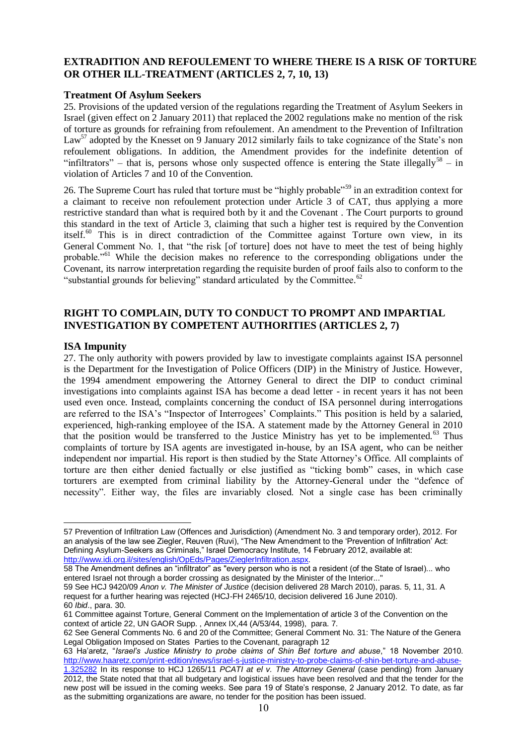## EXTRADITION AND REFOULEMENT TO WHERE THERE IS A RISK OF TORTURE OR OTHER ILL-TREATMENT (ARTICLES 2, 7, 10, 13)

### Treatment Of Asylum Seekers

25. Provisions of the updated version of the regulations regarding the Treatment of Asylum Seekers in Israel (given effect on 2 January 2011) that replaced the 2002 regulations make no mention of the risk of torture as grounds for refraining from refoulement. An amendment to the Prevention of Infiltration Law[57] adopted by the Knesset on 9 January 2012 similarly fails to take cognizance of the State's non refoulement obligations. In addition, the Amendment provides for the indefinite detention of "infiltrators" – that is, persons whose only suspected offence is entering the State illegally[58] – in violation of Articles 7 and 10 of the Convention.

26. The Supreme Court has ruled that torture must be "highly probable"[59] in an extradition context for a claimant to receive non refoulement protection under Article 3 of CAT, thus applying a more restrictive standard than what is required both by it and the Covenant . The Court purports to ground this standard in the text of Article 3, claiming that such a higher test is required by the Convention itself.[60] This is in direct contradiction of the Committee against Torture own view, in its General Comment No. 1, that "the risk [of torture] does not have to meet the test of being highly probable."[61] While the decision makes no reference to the corresponding obligations under the Covenant, its narrow interpretation regarding the requisite burden of proof fails also to conform to the "substantial grounds for believing" standard articulated by the Committee.[62]

## RIGHT TO COMPLAIN, DUTY TO CONDUCT TO PROMPT AND IMPARTIAL INVESTIGATION BY COMPETENT AUTHORITIES (ARTICLES 2, 7)

### ISA Impunity

27. The only authority with powers provided by law to investigate complaints against ISA personnel is the Department for the Investigation of Police Officers (DIP) in the Ministry of Justice. However, the 1994 amendment empowering the Attorney General to direct the DIP to conduct criminal investigations into complaints against ISA has become a dead letter - in recent years it has not been used even once. Instead, complaints concerning the conduct of ISA personnel during interrogations are referred to the ISA's "Inspector of Interrogees' Complaints." This position is held by a salaried, experienced, high-ranking employee of the ISA. A statement made by the Attorney General in 2010 that the position would be transferred to the Justice Ministry has yet to be implemented.[63] Thus complaints of torture by ISA agents are investigated in-house, by an ISA agent, who can be neither independent nor impartial. His report is then studied by the State Attorney's Office. All complaints of torture are then either denied factually or else justified as "ticking bomb" cases, in which case torturers are exempted from criminal liability by the Attorney-General under the "defence of necessity". Either way, the files are invariably closed. Not a single case has been criminally

---

57 Prevention of Infiltration Law (Offences and Jurisdiction) (Amendment No. 3 and temporary order), 2012. For an analysis of the law see Ziegler, Reuven (Ruvi), "The New Amendment to the 'Prevention of Infiltration' Act: Defining Asylum-Seekers as Criminals," Israel Democracy Institute, 14 February 2012, available at: http://www.idi.org.il/sites/english/OpEds/Pages/ZieglerInfiltration.aspx.

58 The Amendment defines an "infiltrator" as "every person who is not a resident (of the State of Israel)... who entered Israel not through a border crossing as designated by the Minister of the Interior..."

59 See HCJ 9420/09 *Anon v. The Minister of Justice* (decision delivered 28 March 2010), paras. 5, 11, 31. A request for a further hearing was rejected (HCJ-FH 2465/10, decision delivered 16 June 2010).

60 *Ibid*., para. 30.

61 Committee against Torture, General Comment on the Implementation of article 3 of the Convention on the context of article 22, UN GAOR Supp. , Annex IX,44 (A/53/44, 1998), para. 7.

62 See General Comments No. 6 and 20 of the Committee; General Comment No. 31: The Nature of the Genera Legal Obligation Imposed on States Parties to the Covenant, paragraph 12

63 Ha'aretz, "*Israel's Justice Ministry to probe claims of Shin Bet torture and abuse*," 18 November 2010. http://www.haaretz.com/print-edition/news/israel-s-justice-ministry-to-probe-claims-of-shin-bet-torture-and-abuse-1.325282 In its response to HCJ 1265/11 *PCATI at el v. The Attorney General* (case pending) from January 2012, the State noted that that all budgetary and logistical issues have been resolved and that the tender for the new post will be issued in the coming weeks. See para 19 of State's response, 2 January 2012. To date, as far as the submitting organizations are aware, no tender for the position has been issued.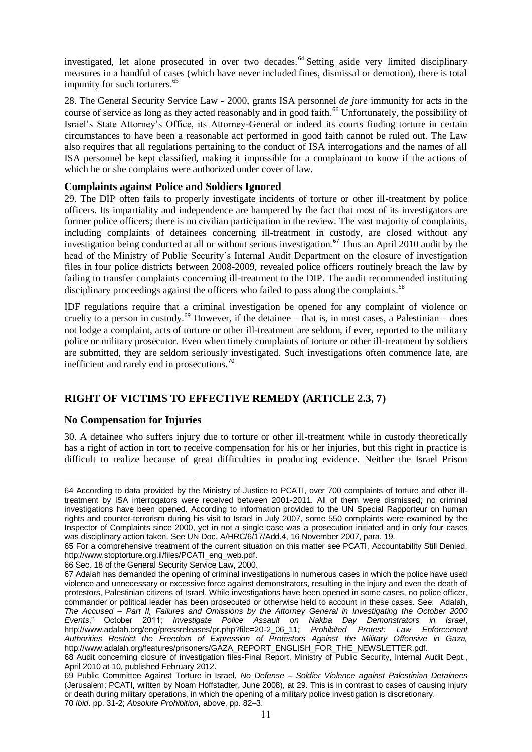investigated, let alone prosecuted in over two decades.[64] Setting aside very limited disciplinary measures in a handful of cases (which have never included fines, dismissal or demotion), there is total impunity for such torturers.[65]

28. The General Security Service Law - 2000, grants ISA personnel *de jure* immunity for acts in the course of service as long as they acted reasonably and in good faith.[66] Unfortunately, the possibility of Israel's State Attorney's Office, its Attorney-General or indeed its courts finding torture in certain circumstances to have been a reasonable act performed in good faith cannot be ruled out. The Law also requires that all regulations pertaining to the conduct of ISA interrogations and the names of all ISA personnel be kept classified, making it impossible for a complainant to know if the actions of which he or she complains were authorized under cover of law.

### Complaints against Police and Soldiers Ignored

29. The DIP often fails to properly investigate incidents of torture or other ill-treatment by police officers. Its impartiality and independence are hampered by the fact that most of its investigators are former police officers; there is no civilian participation in the review. The vast majority of complaints, including complaints of detainees concerning ill-treatment in custody, are closed without any investigation being conducted at all or without serious investigation.[67] Thus an April 2010 audit by the head of the Ministry of Public Security's Internal Audit Department on the closure of investigation files in four police districts between 2008-2009, revealed police officers routinely breach the law by failing to transfer complaints concerning ill-treatment to the DIP. The audit recommended instituting disciplinary proceedings against the officers who failed to pass along the complaints.[68]

IDF regulations require that a criminal investigation be opened for any complaint of violence or cruelty to a person in custody.[69] However, if the detainee – that is, in most cases, a Palestinian – does not lodge a complaint, acts of torture or other ill-treatment are seldom, if ever, reported to the military police or military prosecutor. Even when timely complaints of torture or other ill-treatment by soldiers are submitted, they are seldom seriously investigated. Such investigations often commence late, are inefficient and rarely end in prosecutions.[70]

## RIGHT OF VICTIMS TO EFFECTIVE REMEDY (ARTICLE 2.3, 7)

### No Compensation for Injuries

30. A detainee who suffers injury due to torture or other ill-treatment while in custody theoretically has a right of action in tort to receive compensation for his or her injuries, but this right in practice is difficult to realize because of great difficulties in producing evidence. Neither the Israel Prison

---

64 According to data provided by the Ministry of Justice to PCATI, over 700 complaints of torture and other ill-treatment by ISA interrogators were received between 2001-2011. All of them were dismissed; no criminal investigations have been opened. According to information provided to the UN Special Rapporteur on human rights and counter-terrorism during his visit to Israel in July 2007, some 550 complaints were examined by the Inspector of Complaints since 2000, yet in not a single case was a prosecution initiated and in only four cases was disciplinary action taken. See UN Doc. A/HRC/6/17/Add.4, 16 November 2007, para. 19.

65 For a comprehensive treatment of the current situation on this matter see PCATI, Accountability Still Denied, http://www.stoptorture.org.il/files/PCATI_eng_web.pdf.

66 Sec. 18 of the General Security Service Law, 2000.

67 Adalah has demanded the opening of criminal investigations in numerous cases in which the police have used violence and unnecessary or excessive force against demonstrators, resulting in the injury and even the death of protestors, Palestinian citizens of Israel. While investigations have been opened in some cases, no police officer, commander or political leader has been prosecuted or otherwise held to account in these cases. See: Adalah, *The Accused – Part II, Failures and Omissions by the Attorney General in Investigating the October 2000 Events*," October 2011; *Investigate Police Assault on Nakba Day Demonstrators in Israel*, http://www.adalah.org/eng/pressreleases/pr.php?file=20-2_06_11*; Prohibited Protest: Law Enforcement Authorities Restrict the Freedom of Expression of Protestors Against the Military Offensive in Gaza,* http://www.adalah.org/features/prisoners/GAZA_REPORT_ENGLISH_FOR_THE_NEWSLETTER.pdf.

68 Audit concerning closure of investigation files-Final Report, Ministry of Public Security, Internal Audit Dept., April 2010 at 10, published February 2012.

69 Public Committee Against Torture in Israel, *No Defense – Soldier Violence against Palestinian Detainees* (Jerusalem: PCATI, written by Noam Hoffstadter, June 2008), at 29. This is in contrast to cases of causing injury or death during military operations, in which the opening of a military police investigation is discretionary.

70 *Ibid*. pp. 31-2; *Absolute Prohibition*, above, pp. 82–3.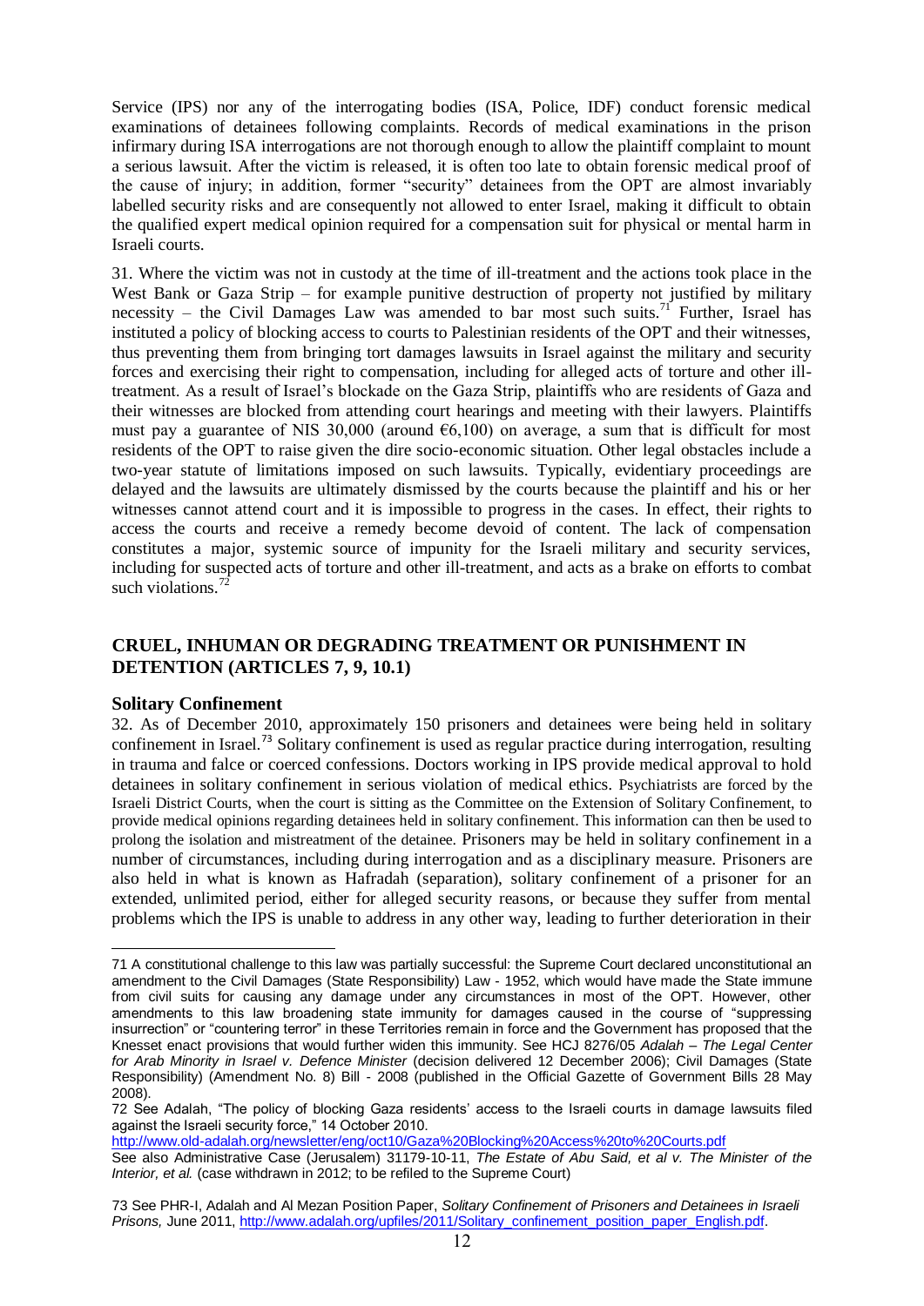Service (IPS) nor any of the interrogating bodies (ISA, Police, IDF) conduct forensic medical examinations of detainees following complaints. Records of medical examinations in the prison infirmary during ISA interrogations are not thorough enough to allow the plaintiff complaint to mount a serious lawsuit. After the victim is released, it is often too late to obtain forensic medical proof of the cause of injury; in addition, former "security" detainees from the OPT are almost invariably labelled security risks and are consequently not allowed to enter Israel, making it difficult to obtain the qualified expert medical opinion required for a compensation suit for physical or mental harm in Israeli courts.

31. Where the victim was not in custody at the time of ill-treatment and the actions took place in the West Bank or Gaza Strip – for example punitive destruction of property not justified by military necessity – the Civil Damages Law was amended to bar most such suits.[71] Further, Israel has instituted a policy of blocking access to courts to Palestinian residents of the OPT and their witnesses, thus preventing them from bringing tort damages lawsuits in Israel against the military and security forces and exercising their right to compensation, including for alleged acts of torture and other ill-treatment. As a result of Israel's blockade on the Gaza Strip, plaintiffs who are residents of Gaza and their witnesses are blocked from attending court hearings and meeting with their lawyers. Plaintiffs must pay a guarantee of NIS 30,000 (around €6,100) on average, a sum that is difficult for most residents of the OPT to raise given the dire socio-economic situation. Other legal obstacles include a two-year statute of limitations imposed on such lawsuits. Typically, evidentiary proceedings are delayed and the lawsuits are ultimately dismissed by the courts because the plaintiff and his or her witnesses cannot attend court and it is impossible to progress in the cases. In effect, their rights to access the courts and receive a remedy become devoid of content. The lack of compensation constitutes a major, systemic source of impunity for the Israeli military and security services, including for suspected acts of torture and other ill-treatment, and acts as a brake on efforts to combat such violations.[72]

## CRUEL, INHUMAN OR DEGRADING TREATMENT OR PUNISHMENT IN DETENTION (ARTICLES 7, 9, 10.1)

### Solitary Confinement

32. As of December 2010, approximately 150 prisoners and detainees were being held in solitary confinement in Israel.[73] Solitary confinement is used as regular practice during interrogation, resulting in trauma and falce or coerced confessions. Doctors working in IPS provide medical approval to hold detainees in solitary confinement in serious violation of medical ethics. Psychiatrists are forced by the Israeli District Courts, when the court is sitting as the Committee on the Extension of Solitary Confinement, to provide medical opinions regarding detainees held in solitary confinement. This information can then be used to prolong the isolation and mistreatment of the detainee. Prisoners may be held in solitary confinement in a number of circumstances, including during interrogation and as a disciplinary measure. Prisoners are also held in what is known as Hafradah (separation), solitary confinement of a prisoner for an extended, unlimited period, either for alleged security reasons, or because they suffer from mental problems which the IPS is unable to address in any other way, leading to further deterioration in their

---

71 A constitutional challenge to this law was partially successful: the Supreme Court declared unconstitutional an amendment to the Civil Damages (State Responsibility) Law - 1952, which would have made the State immune from civil suits for causing any damage under any circumstances in most of the OPT. However, other amendments to this law broadening state immunity for damages caused in the course of "suppressing insurrection" or "countering terror" in these Territories remain in force and the Government has proposed that the Knesset enact provisions that would further widen this immunity. See HCJ 8276/05 *Adalah – The Legal Center for Arab Minority in Israel v. Defence Minister* (decision delivered 12 December 2006); Civil Damages (State Responsibility) (Amendment No. 8) Bill - 2008 (published in the Official Gazette of Government Bills 28 May 2008).

72 See Adalah, "The policy of blocking Gaza residents' access to the Israeli courts in damage lawsuits filed against the Israeli security force," 14 October 2010.
http://www.old-adalah.org/newsletter/eng/oct10/Gaza%20Blocking%20Access%20to%20Courts.pdf
See also Administrative Case (Jerusalem) 31179-10-11, *The Estate of Abu Said, et al v. The Minister of the Interior, et al.* (case withdrawn in 2012; to be refiled to the Supreme Court)

73 See PHR-I, Adalah and Al Mezan Position Paper, *Solitary Confinement of Prisoners and Detainees in Israeli Prisons,* June 2011, http://www.adalah.org/upfiles/2011/Solitary_confinement_position_paper_English.pdf.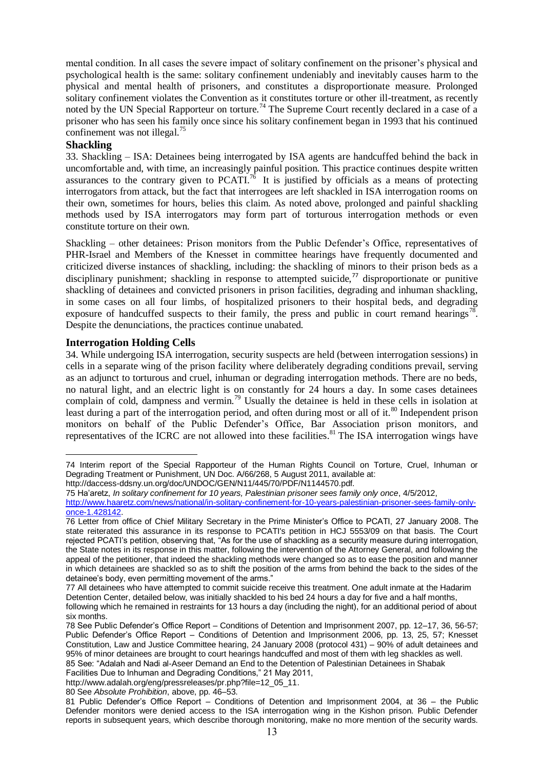mental condition. In all cases the severe impact of solitary confinement on the prisoner's physical and psychological health is the same: solitary confinement undeniably and inevitably causes harm to the physical and mental health of prisoners, and constitutes a disproportionate measure. Prolonged solitary confinement violates the Convention as it constitutes torture or other ill-treatment, as recently noted by the UN Special Rapporteur on torture.[74] The Supreme Court recently declared in a case of a prisoner who has seen his family once since his solitary confinement began in 1993 that his continued confinement was not illegal.[75]

**Shackling**

33. Shackling – ISA: Detainees being interrogated by ISA agents are handcuffed behind the back in uncomfortable and, with time, an increasingly painful position. This practice continues despite written assurances to the contrary given to PCATI.[76] It is justified by officials as a means of protecting interrogators from attack, but the fact that interrogees are left shackled in ISA interrogation rooms on their own, sometimes for hours, belies this claim. As noted above, prolonged and painful shackling methods used by ISA interrogators may form part of torturous interrogation methods or even constitute torture on their own.

Shackling – other detainees: Prison monitors from the Public Defender's Office, representatives of PHR-Israel and Members of the Knesset in committee hearings have frequently documented and criticized diverse instances of shackling, including: the shackling of minors to their prison beds as a disciplinary punishment; shackling in response to attempted suicide,[77] disproportionate or punitive shackling of detainees and convicted prisoners in prison facilities, degrading and inhuman shackling, in some cases on all four limbs, of hospitalized prisoners to their hospital beds, and degrading exposure of handcuffed suspects to their family, the press and public in court remand hearings[78]. Despite the denunciations, the practices continue unabated.

**Interrogation Holding Cells**

34. While undergoing ISA interrogation, security suspects are held (between interrogation sessions) in cells in a separate wing of the prison facility where deliberately degrading conditions prevail, serving as an adjunct to torturous and cruel, inhuman or degrading interrogation methods. There are no beds, no natural light, and an electric light is on constantly for 24 hours a day. In some cases detainees complain of cold, dampness and vermin.[79] Usually the detainee is held in these cells in isolation at least during a part of the interrogation period, and often during most or all of it.[80] Independent prison monitors on behalf of the Public Defender's Office, Bar Association prison monitors, and representatives of the ICRC are not allowed into these facilities.[81] The ISA interrogation wings have

---

74 Interim report of the Special Rapporteur of the Human Rights Council on Torture, Cruel, Inhuman or Degrading Treatment or Punishment, UN Doc. A/66/268, 5 August 2011, available at: http://daccess-ddsny.un.org/doc/UNDOC/GEN/N11/445/70/PDF/N1144570.pdf.

75 Ha'aretz, *In solitary confinement for 10 years, Palestinian prisoner sees family only once*, 4/5/2012, http://www.haaretz.com/news/national/in-solitary-confinement-for-10-years-palestinian-prisoner-sees-family-only-once-1.428142.

76 Letter from office of Chief Military Secretary in the Prime Minister's Office to PCATI, 27 January 2008. The state reiterated this assurance in its response to PCATI's petition in HCJ 5553/09 on that basis. The Court rejected PCATI's petition, observing that, "As for the use of shackling as a security measure during interrogation, the State notes in its response in this matter, following the intervention of the Attorney General, and following the appeal of the petitioner, that indeed the shackling methods were changed so as to ease the position and manner in which detainees are shackled so as to shift the position of the arms from behind the back to the sides of the detainee's body, even permitting movement of the arms."

77 All detainees who have attempted to commit suicide receive this treatment. One adult inmate at the Hadarim Detention Center, detailed below, was initially shackled to his bed 24 hours a day for five and a half months, following which he remained in restraints for 13 hours a day (including the night), for an additional period of about six months.

78 See Public Defender's Office Report – Conditions of Detention and Imprisonment 2007, pp. 12–17, 36, 56-57; Public Defender's Office Report – Conditions of Detention and Imprisonment 2006, pp. 13, 25, 57; Knesset Constitution, Law and Justice Committee hearing, 24 January 2008 (protocol 431) – 90% of adult detainees and 95% of minor detainees are brought to court hearings handcuffed and most of them with leg shackles as well.

85 See: "Adalah and Nadi al-Aseer Demand an End to the Detention of Palestinian Detainees in Shabak Facilities Due to Inhuman and Degrading Conditions," 21 May 2011, http://www.adalah.org/eng/pressreleases/pr.php?file=12_05_11.

80 See *Absolute Prohibition*, above, pp. 46–53.

81 Public Defender's Office Report – Conditions of Detention and Imprisonment 2004, at 36 – the Public Defender monitors were denied access to the ISA interrogation wing in the Kishon prison. Public Defender reports in subsequent years, which describe thorough monitoring, make no more mention of the security wards.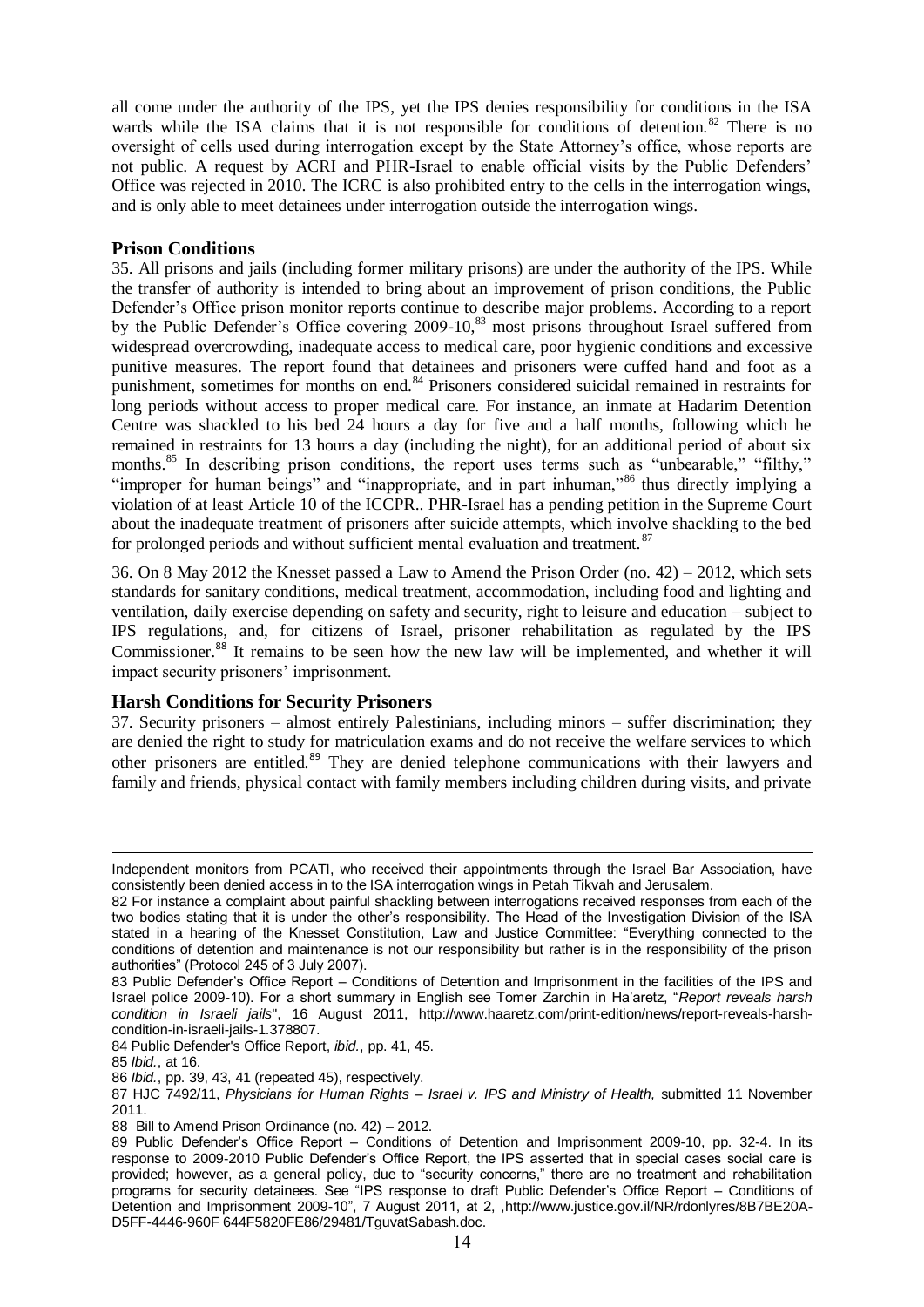all come under the authority of the IPS, yet the IPS denies responsibility for conditions in the ISA wards while the ISA claims that it is not responsible for conditions of detention.[82] There is no oversight of cells used during interrogation except by the State Attorney's office, whose reports are not public. A request by ACRI and PHR-Israel to enable official visits by the Public Defenders' Office was rejected in 2010. The ICRC is also prohibited entry to the cells in the interrogation wings, and is only able to meet detainees under interrogation outside the interrogation wings.

### Prison Conditions

35. All prisons and jails (including former military prisons) are under the authority of the IPS. While the transfer of authority is intended to bring about an improvement of prison conditions, the Public Defender's Office prison monitor reports continue to describe major problems. According to a report by the Public Defender's Office covering 2009-10,[83] most prisons throughout Israel suffered from widespread overcrowding, inadequate access to medical care, poor hygienic conditions and excessive punitive measures. The report found that detainees and prisoners were cuffed hand and foot as a punishment, sometimes for months on end.[84] Prisoners considered suicidal remained in restraints for long periods without access to proper medical care. For instance, an inmate at Hadarim Detention Centre was shackled to his bed 24 hours a day for five and a half months, following which he remained in restraints for 13 hours a day (including the night), for an additional period of about six months.[85] In describing prison conditions, the report uses terms such as "unbearable," "filthy," "improper for human beings" and "inappropriate, and in part inhuman,"[86] thus directly implying a violation of at least Article 10 of the ICCPR.. PHR-Israel has a pending petition in the Supreme Court about the inadequate treatment of prisoners after suicide attempts, which involve shackling to the bed for prolonged periods and without sufficient mental evaluation and treatment.[87]

36. On 8 May 2012 the Knesset passed a Law to Amend the Prison Order (no. 42) – 2012, which sets standards for sanitary conditions, medical treatment, accommodation, including food and lighting and ventilation, daily exercise depending on safety and security, right to leisure and education – subject to IPS regulations, and, for citizens of Israel, prisoner rehabilitation as regulated by the IPS Commissioner.[88] It remains to be seen how the new law will be implemented, and whether it will impact security prisoners' imprisonment.

### Harsh Conditions for Security Prisoners

37. Security prisoners – almost entirely Palestinians, including minors – suffer discrimination; they are denied the right to study for matriculation exams and do not receive the welfare services to which other prisoners are entitled.[89] They are denied telephone communications with their lawyers and family and friends, physical contact with family members including children during visits, and private

---

Independent monitors from PCATI, who received their appointments through the Israel Bar Association, have consistently been denied access in to the ISA interrogation wings in Petah Tikvah and Jerusalem.

82 For instance a complaint about painful shackling between interrogations received responses from each of the two bodies stating that it is under the other's responsibility. The Head of the Investigation Division of the ISA stated in a hearing of the Knesset Constitution, Law and Justice Committee: "Everything connected to the conditions of detention and maintenance is not our responsibility but rather is in the responsibility of the prison authorities" (Protocol 245 of 3 July 2007).

83 Public Defender's Office Report – Conditions of Detention and Imprisonment in the facilities of the IPS and Israel police 2009-10). For a short summary in English see Tomer Zarchin in Ha'aretz, "*Report reveals harsh condition in Israeli jails*", 16 August 2011, http://www.haaretz.com/print-edition/news/report-reveals-harsh-condition-in-israeli-jails-1.378807.

84 Public Defender's Office Report, *ibid.*, pp. 41, 45.

85 *Ibid.*, at 16.

86 *Ibid.*, pp. 39, 43, 41 (repeated 45), respectively.

87 HJC 7492/11, *Physicians for Human Rights – Israel v. IPS and Ministry of Health,* submitted 11 November 2011.

88 Bill to Amend Prison Ordinance (no. 42) – 2012.

89 Public Defender's Office Report – Conditions of Detention and Imprisonment 2009-10, pp. 32-4. In its response to 2009-2010 Public Defender's Office Report, the IPS asserted that in special cases social care is provided; however, as a general policy, due to "security concerns," there are no treatment and rehabilitation programs for security detainees. See "IPS response to draft Public Defender's Office Report – Conditions of Detention and Imprisonment 2009-10", 7 August 2011, at 2, ,http://www.justice.gov.il/NR/rdonlyres/8B7BE20A-D5FF-4446-960F 644F5820FE86/29481/TguvatSabash.doc.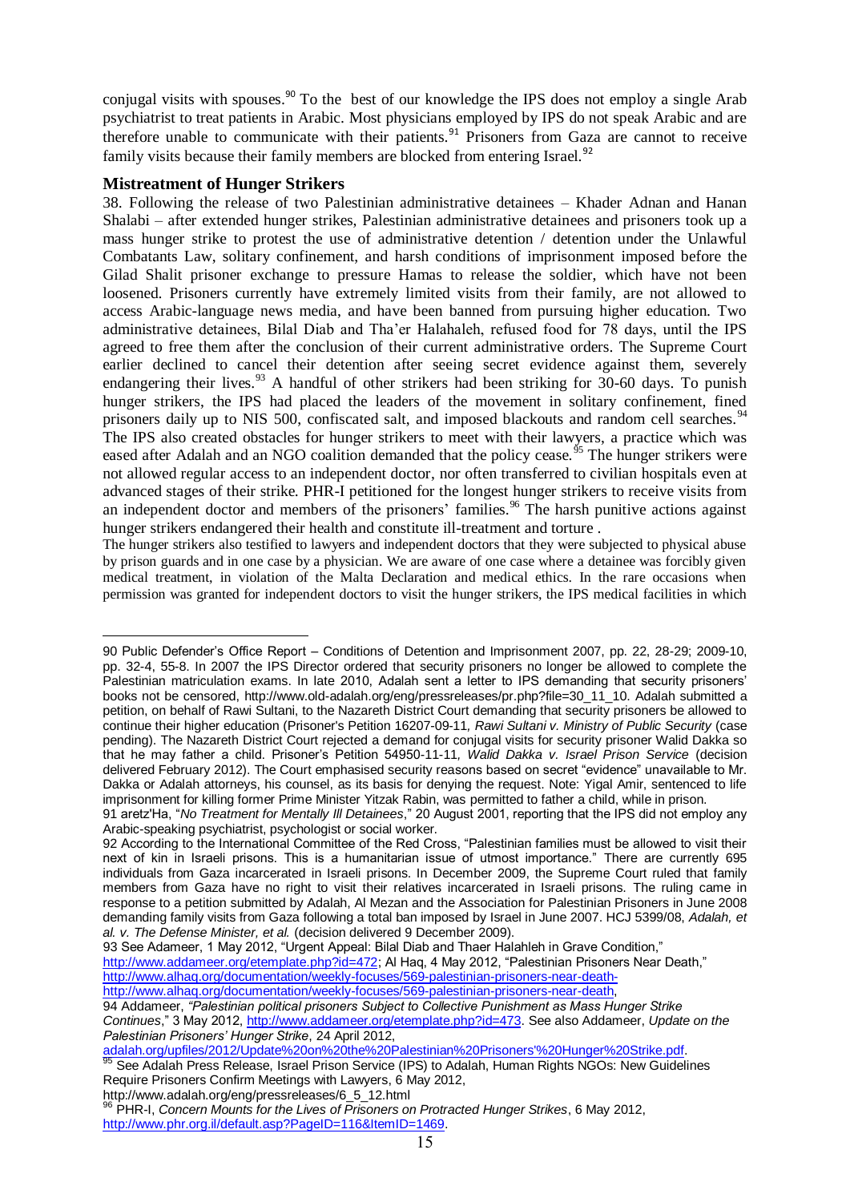conjugal visits with spouses.[90] To the best of our knowledge the IPS does not employ a single Arab psychiatrist to treat patients in Arabic. Most physicians employed by IPS do not speak Arabic and are therefore unable to communicate with their patients.[91] Prisoners from Gaza are cannot to receive family visits because their family members are blocked from entering Israel.[92]

### Mistreatment of Hunger Strikers

38. Following the release of two Palestinian administrative detainees – Khader Adnan and Hanan Shalabi – after extended hunger strikes, Palestinian administrative detainees and prisoners took up a mass hunger strike to protest the use of administrative detention / detention under the Unlawful Combatants Law, solitary confinement, and harsh conditions of imprisonment imposed before the Gilad Shalit prisoner exchange to pressure Hamas to release the soldier, which have not been loosened. Prisoners currently have extremely limited visits from their family, are not allowed to access Arabic-language news media, and have been banned from pursuing higher education. Two administrative detainees, Bilal Diab and Tha'er Halahaleh, refused food for 78 days, until the IPS agreed to free them after the conclusion of their current administrative orders. The Supreme Court earlier declined to cancel their detention after seeing secret evidence against them, severely endangering their lives.[93] A handful of other strikers had been striking for 30-60 days. To punish hunger strikers, the IPS had placed the leaders of the movement in solitary confinement, fined prisoners daily up to NIS 500, confiscated salt, and imposed blackouts and random cell searches.[94] The IPS also created obstacles for hunger strikers to meet with their lawyers, a practice which was eased after Adalah and an NGO coalition demanded that the policy cease.[95] The hunger strikers were not allowed regular access to an independent doctor, nor often transferred to civilian hospitals even at advanced stages of their strike. PHR-I petitioned for the longest hunger strikers to receive visits from an independent doctor and members of the prisoners' families.[96] The harsh punitive actions against hunger strikers endangered their health and constitute ill-treatment and torture .

The hunger strikers also testified to lawyers and independent doctors that they were subjected to physical abuse by prison guards and in one case by a physician. We are aware of one case where a detainee was forcibly given medical treatment, in violation of the Malta Declaration and medical ethics. In the rare occasions when permission was granted for independent doctors to visit the hunger strikers, the IPS medical facilities in which

---

90 Public Defender's Office Report – Conditions of Detention and Imprisonment 2007, pp. 22, 28-29; 2009-10, pp. 32-4, 55-8. In 2007 the IPS Director ordered that security prisoners no longer be allowed to complete the Palestinian matriculation exams. In late 2010, Adalah sent a letter to IPS demanding that security prisoners' books not be censored, http://www.old-adalah.org/eng/pressreleases/pr.php?file=30_11_10. Adalah submitted a petition, on behalf of Rawi Sultani, to the Nazareth District Court demanding that security prisoners be allowed to continue their higher education (Prisoner's Petition 16207-09-11, *Rawi Sultani v. Ministry of Public Security* (case pending). The Nazareth District Court rejected a demand for conjugal visits for security prisoner Walid Dakka so that he may father a child. Prisoner's Petition 54950-11-11, *Walid Dakka v. Israel Prison Service* (decision delivered February 2012). The Court emphasised security reasons based on secret "evidence" unavailable to Mr. Dakka or Adalah attorneys, his counsel, as its basis for denying the request. Note: Yigal Amir, sentenced to life imprisonment for killing former Prime Minister Yitzak Rabin, was permitted to father a child, while in prison.

91 aretz'Ha, "*No Treatment for Mentally Ill Detainees*," 20 August 2001, reporting that the IPS did not employ any Arabic-speaking psychiatrist, psychologist or social worker.

92 According to the International Committee of the Red Cross, "Palestinian families must be allowed to visit their next of kin in Israeli prisons. This is a humanitarian issue of utmost importance." There are currently 695 individuals from Gaza incarcerated in Israeli prisons. In December 2009, the Supreme Court ruled that family members from Gaza have no right to visit their relatives incarcerated in Israeli prisons. The ruling came in response to a petition submitted by Adalah, Al Mezan and the Association for Palestinian Prisoners in June 2008 demanding family visits from Gaza following a total ban imposed by Israel in June 2007. HCJ 5399/08, *Adalah, et al. v. The Defense Minister, et al.* (decision delivered 9 December 2009).

93 See Adameer, 1 May 2012, "Urgent Appeal: Bilal Diab and Thaer Halahleh in Grave Condition," http://www.addameer.org/etemplate.php?id=472; Al Haq, 4 May 2012, "Palestinian Prisoners Near Death," http://www.alhaq.org/documentation/weekly-focuses/569-palestinian-prisoners-near-death- http://www.alhaq.org/documentation/weekly-focuses/569-palestinian-prisoners-near-death,

94 Addameer, *"Palestinian political prisoners Subject to Collective Punishment as Mass Hunger Strike Continues*," 3 May 2012, http://www.addameer.org/etemplate.php?id=473. See also Addameer, *Update on the Palestinian Prisoners' Hunger Strike*, 24 April 2012, adalah.org/upfiles/2012/Update%20on%20the%20Palestinian%20Prisoners'%20Hunger%20Strike.pdf.

95 See Adalah Press Release, Israel Prison Service (IPS) to Adalah, Human Rights NGOs: New Guidelines Require Prisoners Confirm Meetings with Lawyers, 6 May 2012, http://www.adalah.org/eng/pressreleases/6_5_12.html

96 PHR-I, *Concern Mounts for the Lives of Prisoners on Protracted Hunger Strikes*, 6 May 2012, http://www.phr.org.il/default.asp?PageID=116&ItemID=1469.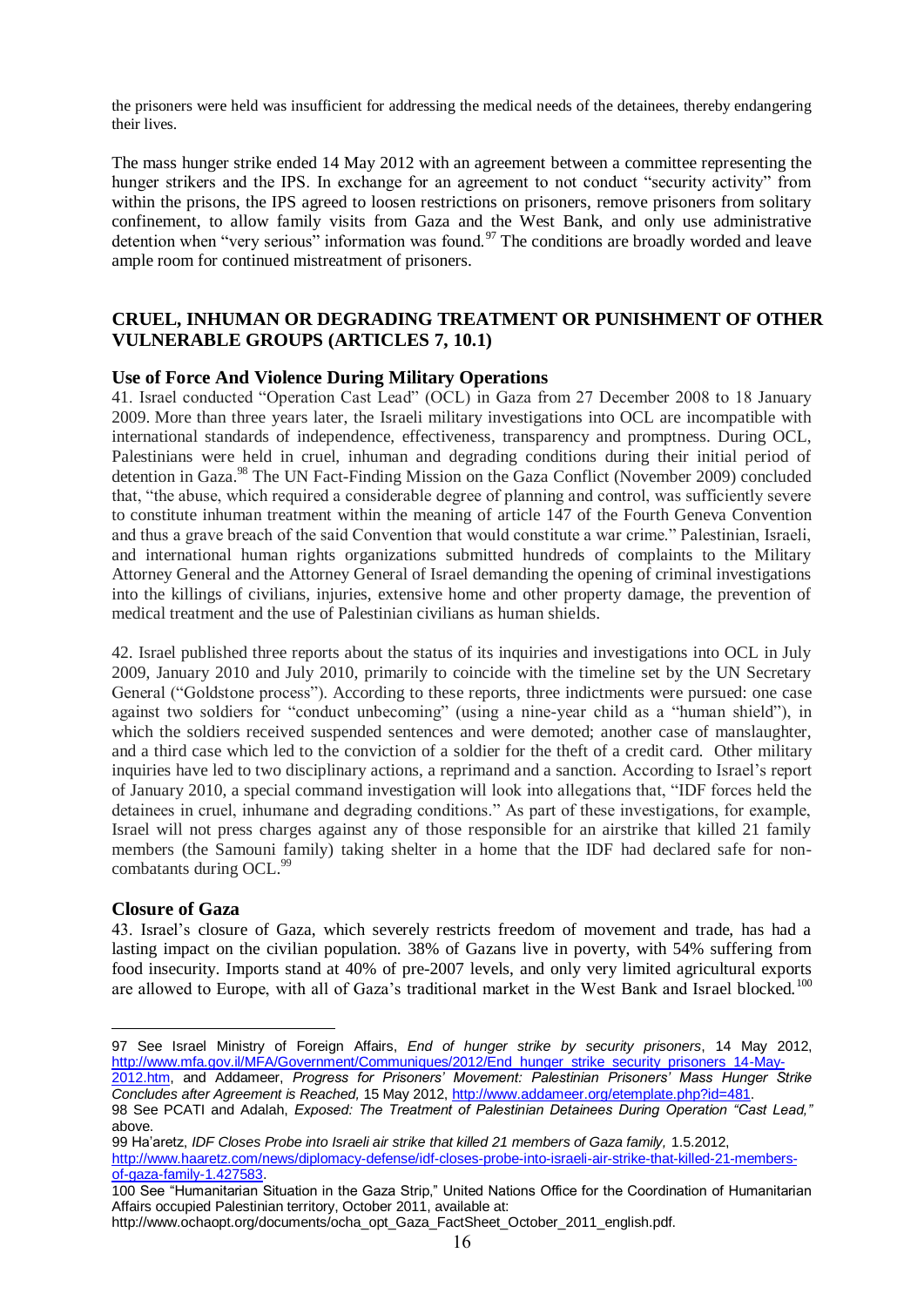the prisoners were held was insufficient for addressing the medical needs of the detainees, thereby endangering their lives.

The mass hunger strike ended 14 May 2012 with an agreement between a committee representing the hunger strikers and the IPS. In exchange for an agreement to not conduct "security activity" from within the prisons, the IPS agreed to loosen restrictions on prisoners, remove prisoners from solitary confinement, to allow family visits from Gaza and the West Bank, and only use administrative detention when "very serious" information was found.[97] The conditions are broadly worded and leave ample room for continued mistreatment of prisoners.

## CRUEL, INHUMAN OR DEGRADING TREATMENT OR PUNISHMENT OF OTHER VULNERABLE GROUPS (ARTICLES 7, 10.1)

### Use of Force And Violence During Military Operations

41. Israel conducted "Operation Cast Lead" (OCL) in Gaza from 27 December 2008 to 18 January 2009. More than three years later, the Israeli military investigations into OCL are incompatible with international standards of independence, effectiveness, transparency and promptness. During OCL, Palestinians were held in cruel, inhuman and degrading conditions during their initial period of detention in Gaza.[98] The UN Fact-Finding Mission on the Gaza Conflict (November 2009) concluded that, "the abuse, which required a considerable degree of planning and control, was sufficiently severe to constitute inhuman treatment within the meaning of article 147 of the Fourth Geneva Convention and thus a grave breach of the said Convention that would constitute a war crime." Palestinian, Israeli, and international human rights organizations submitted hundreds of complaints to the Military Attorney General and the Attorney General of Israel demanding the opening of criminal investigations into the killings of civilians, injuries, extensive home and other property damage, the prevention of medical treatment and the use of Palestinian civilians as human shields.

42. Israel published three reports about the status of its inquiries and investigations into OCL in July 2009, January 2010 and July 2010, primarily to coincide with the timeline set by the UN Secretary General ("Goldstone process"). According to these reports, three indictments were pursued: one case against two soldiers for "conduct unbecoming" (using a nine-year child as a "human shield"), in which the soldiers received suspended sentences and were demoted; another case of manslaughter, and a third case which led to the conviction of a soldier for the theft of a credit card. Other military inquiries have led to two disciplinary actions, a reprimand and a sanction. According to Israel's report of January 2010, a special command investigation will look into allegations that, "IDF forces held the detainees in cruel, inhumane and degrading conditions." As part of these investigations, for example, Israel will not press charges against any of those responsible for an airstrike that killed 21 family members (the Samouni family) taking shelter in a home that the IDF had declared safe for non-combatants during OCL.[99]

### Closure of Gaza

43. Israel's closure of Gaza, which severely restricts freedom of movement and trade, has had a lasting impact on the civilian population. 38% of Gazans live in poverty, with 54% suffering from food insecurity. Imports stand at 40% of pre-2007 levels, and only very limited agricultural exports are allowed to Europe, with all of Gaza's traditional market in the West Bank and Israel blocked.[100]

---

97 See Israel Ministry of Foreign Affairs, *End of hunger strike by security prisoners*, 14 May 2012, http://www.mfa.gov.il/MFA/Government/Communiques/2012/End_hunger_strike_security_prisoners_14-May-2012.htm, and Addameer, *Progress for Prisoners' Movement: Palestinian Prisoners' Mass Hunger Strike Concludes after Agreement is Reached,* 15 May 2012, http://www.addameer.org/etemplate.php?id=481.

98 See PCATI and Adalah, *Exposed: The Treatment of Palestinian Detainees During Operation "Cast Lead,"* above.

99 Ha'aretz, *IDF Closes Probe into Israeli air strike that killed 21 members of Gaza family,* 1.5.2012, http://www.haaretz.com/news/diplomacy-defense/idf-closes-probe-into-israeli-air-strike-that-killed-21-members-of-gaza-family-1.427583.

100 See "Humanitarian Situation in the Gaza Strip," United Nations Office for the Coordination of Humanitarian Affairs occupied Palestinian territory, October 2011, available at: http://www.ochaopt.org/documents/ocha_opt_Gaza_FactSheet_October_2011_english.pdf.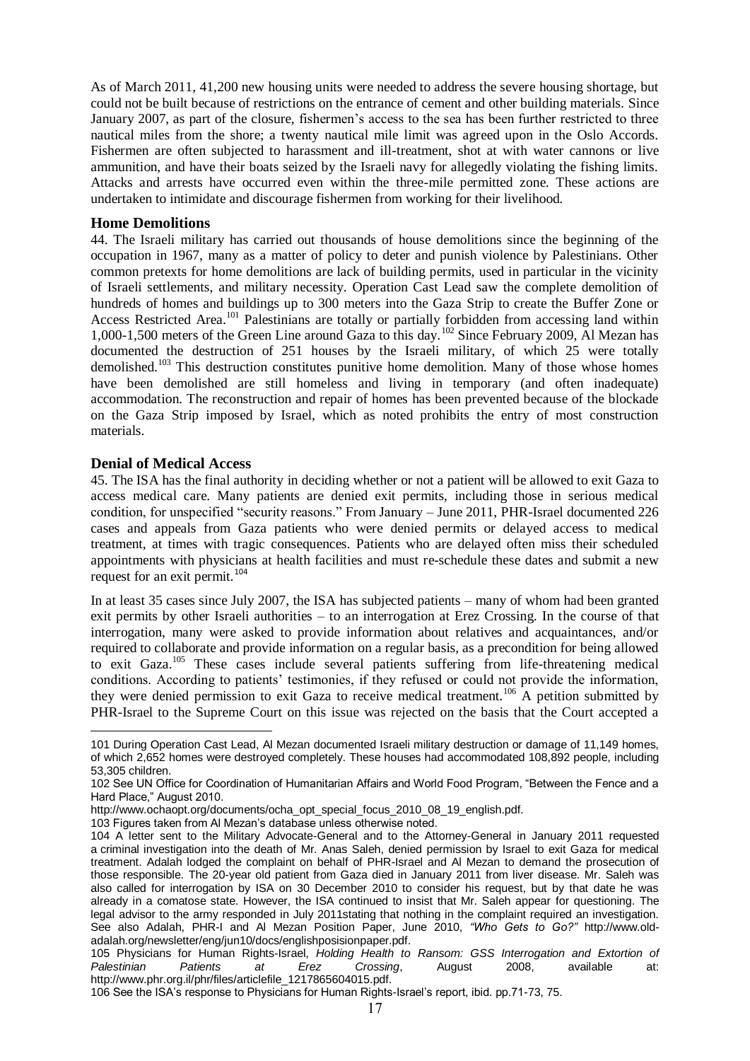As of March 2011, 41,200 new housing units were needed to address the severe housing shortage, but could not be built because of restrictions on the entrance of cement and other building materials. Since January 2007, as part of the closure, fishermen's access to the sea has been further restricted to three nautical miles from the shore; a twenty nautical mile limit was agreed upon in the Oslo Accords. Fishermen are often subjected to harassment and ill-treatment, shot at with water cannons or live ammunition, and have their boats seized by the Israeli navy for allegedly violating the fishing limits. Attacks and arrests have occurred even within the three-mile permitted zone. These actions are undertaken to intimidate and discourage fishermen from working for their livelihood.

### Home Demolitions

44. The Israeli military has carried out thousands of house demolitions since the beginning of the occupation in 1967, many as a matter of policy to deter and punish violence by Palestinians. Other common pretexts for home demolitions are lack of building permits, used in particular in the vicinity of Israeli settlements, and military necessity. Operation Cast Lead saw the complete demolition of hundreds of homes and buildings up to 300 meters into the Gaza Strip to create the Buffer Zone or Access Restricted Area.[101] Palestinians are totally or partially forbidden from accessing land within 1,000-1,500 meters of the Green Line around Gaza to this day.[102] Since February 2009, Al Mezan has documented the destruction of 251 houses by the Israeli military, of which 25 were totally demolished.[103] This destruction constitutes punitive home demolition. Many of those whose homes have been demolished are still homeless and living in temporary (and often inadequate) accommodation. The reconstruction and repair of homes has been prevented because of the blockade on the Gaza Strip imposed by Israel, which as noted prohibits the entry of most construction materials.

### Denial of Medical Access

45. The ISA has the final authority in deciding whether or not a patient will be allowed to exit Gaza to access medical care. Many patients are denied exit permits, including those in serious medical condition, for unspecified "security reasons." From January – June 2011, PHR-Israel documented 226 cases and appeals from Gaza patients who were denied permits or delayed access to medical treatment, at times with tragic consequences. Patients who are delayed often miss their scheduled appointments with physicians at health facilities and must re-schedule these dates and submit a new request for an exit permit.[104]

In at least 35 cases since July 2007, the ISA has subjected patients – many of whom had been granted exit permits by other Israeli authorities – to an interrogation at Erez Crossing. In the course of that interrogation, many were asked to provide information about relatives and acquaintances, and/or required to collaborate and provide information on a regular basis, as a precondition for being allowed to exit Gaza.[105] These cases include several patients suffering from life-threatening medical conditions. According to patients' testimonies, if they refused or could not provide the information, they were denied permission to exit Gaza to receive medical treatment.[106] A petition submitted by PHR-Israel to the Supreme Court on this issue was rejected on the basis that the Court accepted a

---

101 During Operation Cast Lead, Al Mezan documented Israeli military destruction or damage of 11,149 homes, of which 2,652 homes were destroyed completely. These houses had accommodated 108,892 people, including 53,305 children.

102 See UN Office for Coordination of Humanitarian Affairs and World Food Program, "Between the Fence and a Hard Place," August 2010. http://www.ochaopt.org/documents/ocha_opt_special_focus_2010_08_19_english.pdf.

103 Figures taken from Al Mezan's database unless otherwise noted.

104 A letter sent to the Military Advocate-General and to the Attorney-General in January 2011 requested a criminal investigation into the death of Mr. Anas Saleh, denied permission by Israel to exit Gaza for medical treatment. Adalah lodged the complaint on behalf of PHR-Israel and Al Mezan to demand the prosecution of those responsible. The 20-year old patient from Gaza died in January 2011 from liver disease. Mr. Saleh was also called for interrogation by ISA on 30 December 2010 to consider his request, but by that date he was already in a comatose state. However, the ISA continued to insist that Mr. Saleh appear for questioning. The legal advisor to the army responded in July 2011stating that nothing in the complaint required an investigation. See also Adalah, PHR-I and Al Mezan Position Paper, June 2010, *"Who Gets to Go?"* http://www.old-adalah.org/newsletter/eng/jun10/docs/englishposisionpaper.pdf.

105 Physicians for Human Rights-Israel, *Holding Health to Ransom: GSS Interrogation and Extortion of Palestinian Patients at Erez Crossing*, August 2008, available at: http://www.phr.org.il/phr/files/articlefile_1217865604015.pdf.

106 See the ISA's response to Physicians for Human Rights-Israel's report, ibid. pp.71-73, 75.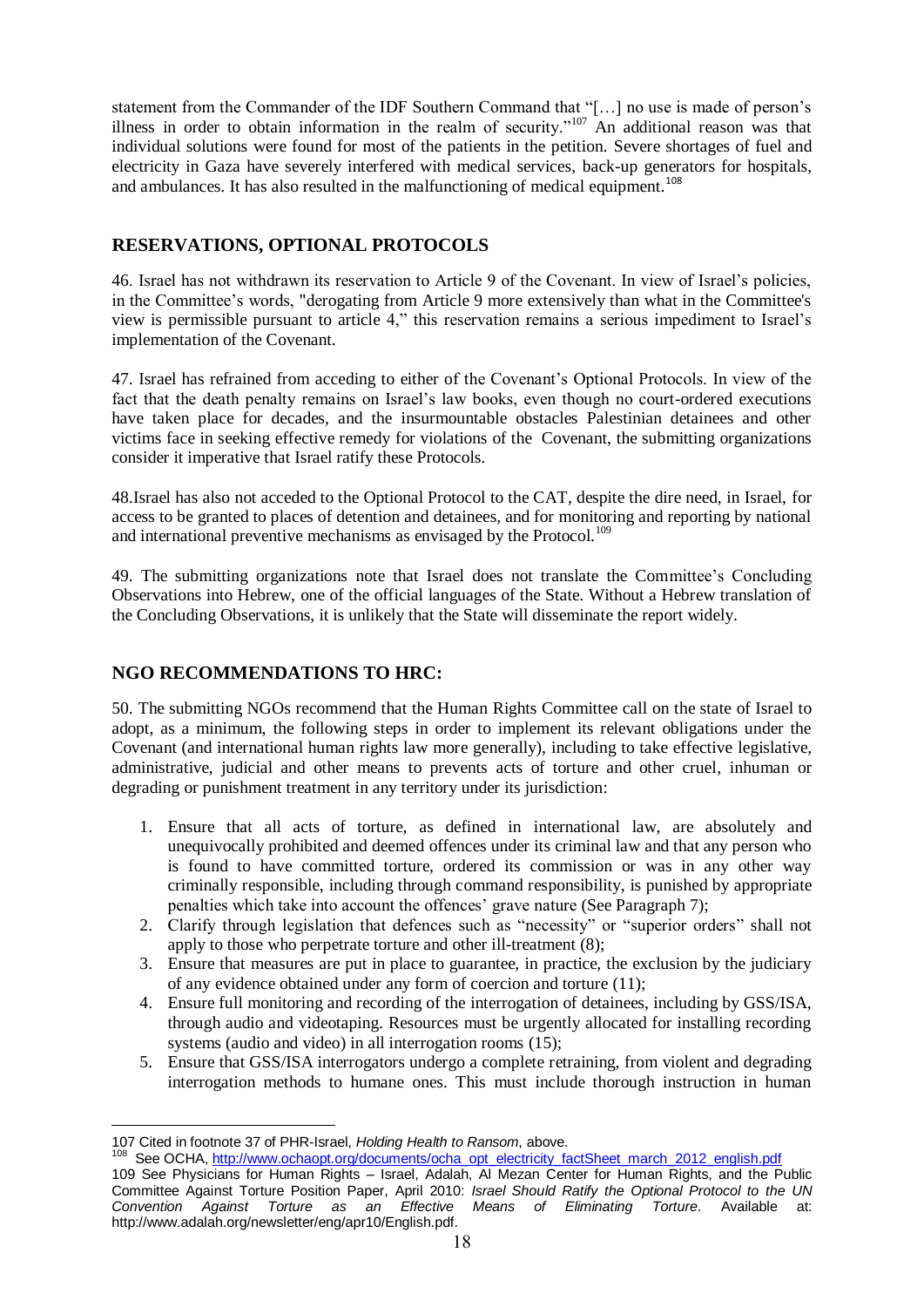statement from the Commander of the IDF Southern Command that "[…] no use is made of person's illness in order to obtain information in the realm of security."[107] An additional reason was that individual solutions were found for most of the patients in the petition. Severe shortages of fuel and electricity in Gaza have severely interfered with medical services, back-up generators for hospitals, and ambulances. It has also resulted in the malfunctioning of medical equipment.[108]

## RESERVATIONS, OPTIONAL PROTOCOLS

46. Israel has not withdrawn its reservation to Article 9 of the Covenant. In view of Israel's policies, in the Committee's words, "derogating from Article 9 more extensively than what in the Committee's view is permissible pursuant to article 4," this reservation remains a serious impediment to Israel's implementation of the Covenant.

47. Israel has refrained from acceding to either of the Covenant's Optional Protocols. In view of the fact that the death penalty remains on Israel's law books, even though no court-ordered executions have taken place for decades, and the insurmountable obstacles Palestinian detainees and other victims face in seeking effective remedy for violations of the Covenant, the submitting organizations consider it imperative that Israel ratify these Protocols.

48.Israel has also not acceded to the Optional Protocol to the CAT, despite the dire need, in Israel, for access to be granted to places of detention and detainees, and for monitoring and reporting by national and international preventive mechanisms as envisaged by the Protocol.[109]

49. The submitting organizations note that Israel does not translate the Committee's Concluding Observations into Hebrew, one of the official languages of the State. Without a Hebrew translation of the Concluding Observations, it is unlikely that the State will disseminate the report widely.

## NGO RECOMMENDATIONS TO HRC:

50. The submitting NGOs recommend that the Human Rights Committee call on the state of Israel to adopt, as a minimum, the following steps in order to implement its relevant obligations under the Covenant (and international human rights law more generally), including to take effective legislative, administrative, judicial and other means to prevents acts of torture and other cruel, inhuman or degrading or punishment treatment in any territory under its jurisdiction:

1. Ensure that all acts of torture, as defined in international law, are absolutely and unequivocally prohibited and deemed offences under its criminal law and that any person who is found to have committed torture, ordered its commission or was in any other way criminally responsible, including through command responsibility, is punished by appropriate penalties which take into account the offences' grave nature (See Paragraph 7);
2. Clarify through legislation that defences such as "necessity" or "superior orders" shall not apply to those who perpetrate torture and other ill-treatment (8);
3. Ensure that measures are put in place to guarantee, in practice, the exclusion by the judiciary of any evidence obtained under any form of coercion and torture (11);
4. Ensure full monitoring and recording of the interrogation of detainees, including by GSS/ISA, through audio and videotaping. Resources must be urgently allocated for installing recording systems (audio and video) in all interrogation rooms (15);
5. Ensure that GSS/ISA interrogators undergo a complete retraining, from violent and degrading interrogation methods to humane ones. This must include thorough instruction in human

---

107 Cited in footnote 37 of PHR-Israel, *Holding Health to Ransom*, above.

108 See OCHA, http://www.ochaopt.org/documents/ocha_opt_electricity_factSheet_march_2012_english.pdf

109 See Physicians for Human Rights – Israel, Adalah, Al Mezan Center for Human Rights, and the Public Committee Against Torture Position Paper, April 2010: *Israel Should Ratify the Optional Protocol to the UN Convention Against Torture as an Effective Means of Eliminating Torture*. Available at: http://www.adalah.org/newsletter/eng/apr10/English.pdf.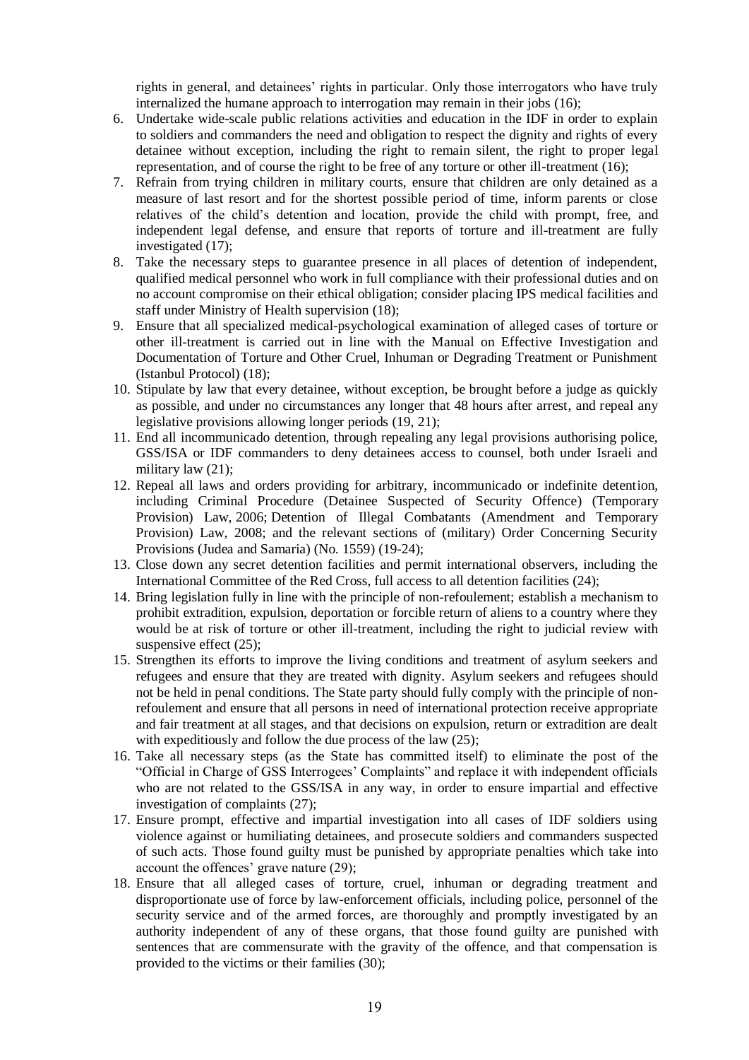rights in general, and detainees' rights in particular. Only those interrogators who have truly internalized the humane approach to interrogation may remain in their jobs (16);

6. Undertake wide-scale public relations activities and education in the IDF in order to explain to soldiers and commanders the need and obligation to respect the dignity and rights of every detainee without exception, including the right to remain silent, the right to proper legal representation, and of course the right to be free of any torture or other ill-treatment (16);
7. Refrain from trying children in military courts, ensure that children are only detained as a measure of last resort and for the shortest possible period of time, inform parents or close relatives of the child's detention and location, provide the child with prompt, free, and independent legal defense, and ensure that reports of torture and ill-treatment are fully investigated (17);
8. Take the necessary steps to guarantee presence in all places of detention of independent, qualified medical personnel who work in full compliance with their professional duties and on no account compromise on their ethical obligation; consider placing IPS medical facilities and staff under Ministry of Health supervision (18);
9. Ensure that all specialized medical-psychological examination of alleged cases of torture or other ill-treatment is carried out in line with the Manual on Effective Investigation and Documentation of Torture and Other Cruel, Inhuman or Degrading Treatment or Punishment (Istanbul Protocol) (18);
10. Stipulate by law that every detainee, without exception, be brought before a judge as quickly as possible, and under no circumstances any longer that 48 hours after arrest, and repeal any legislative provisions allowing longer periods (19, 21);
11. End all incommunicado detention, through repealing any legal provisions authorising police, GSS/ISA or IDF commanders to deny detainees access to counsel, both under Israeli and military law (21);
12. Repeal all laws and orders providing for arbitrary, incommunicado or indefinite detention, including Criminal Procedure (Detainee Suspected of Security Offence) (Temporary Provision) Law, 2006; Detention of Illegal Combatants (Amendment and Temporary Provision) Law, 2008; and the relevant sections of (military) Order Concerning Security Provisions (Judea and Samaria) (No. 1559) (19-24);
13. Close down any secret detention facilities and permit international observers, including the International Committee of the Red Cross, full access to all detention facilities (24);
14. Bring legislation fully in line with the principle of non-refoulement; establish a mechanism to prohibit extradition, expulsion, deportation or forcible return of aliens to a country where they would be at risk of torture or other ill-treatment, including the right to judicial review with suspensive effect (25);
15. Strengthen its efforts to improve the living conditions and treatment of asylum seekers and refugees and ensure that they are treated with dignity. Asylum seekers and refugees should not be held in penal conditions. The State party should fully comply with the principle of non-refoulement and ensure that all persons in need of international protection receive appropriate and fair treatment at all stages, and that decisions on expulsion, return or extradition are dealt with expeditiously and follow the due process of the law (25);
16. Take all necessary steps (as the State has committed itself) to eliminate the post of the "Official in Charge of GSS Interrogees' Complaints" and replace it with independent officials who are not related to the GSS/ISA in any way, in order to ensure impartial and effective investigation of complaints (27);
17. Ensure prompt, effective and impartial investigation into all cases of IDF soldiers using violence against or humiliating detainees, and prosecute soldiers and commanders suspected of such acts. Those found guilty must be punished by appropriate penalties which take into account the offences' grave nature (29);
18. Ensure that all alleged cases of torture, cruel, inhuman or degrading treatment and disproportionate use of force by law-enforcement officials, including police, personnel of the security service and of the armed forces, are thoroughly and promptly investigated by an authority independent of any of these organs, that those found guilty are punished with sentences that are commensurate with the gravity of the offence, and that compensation is provided to the victims or their families (30);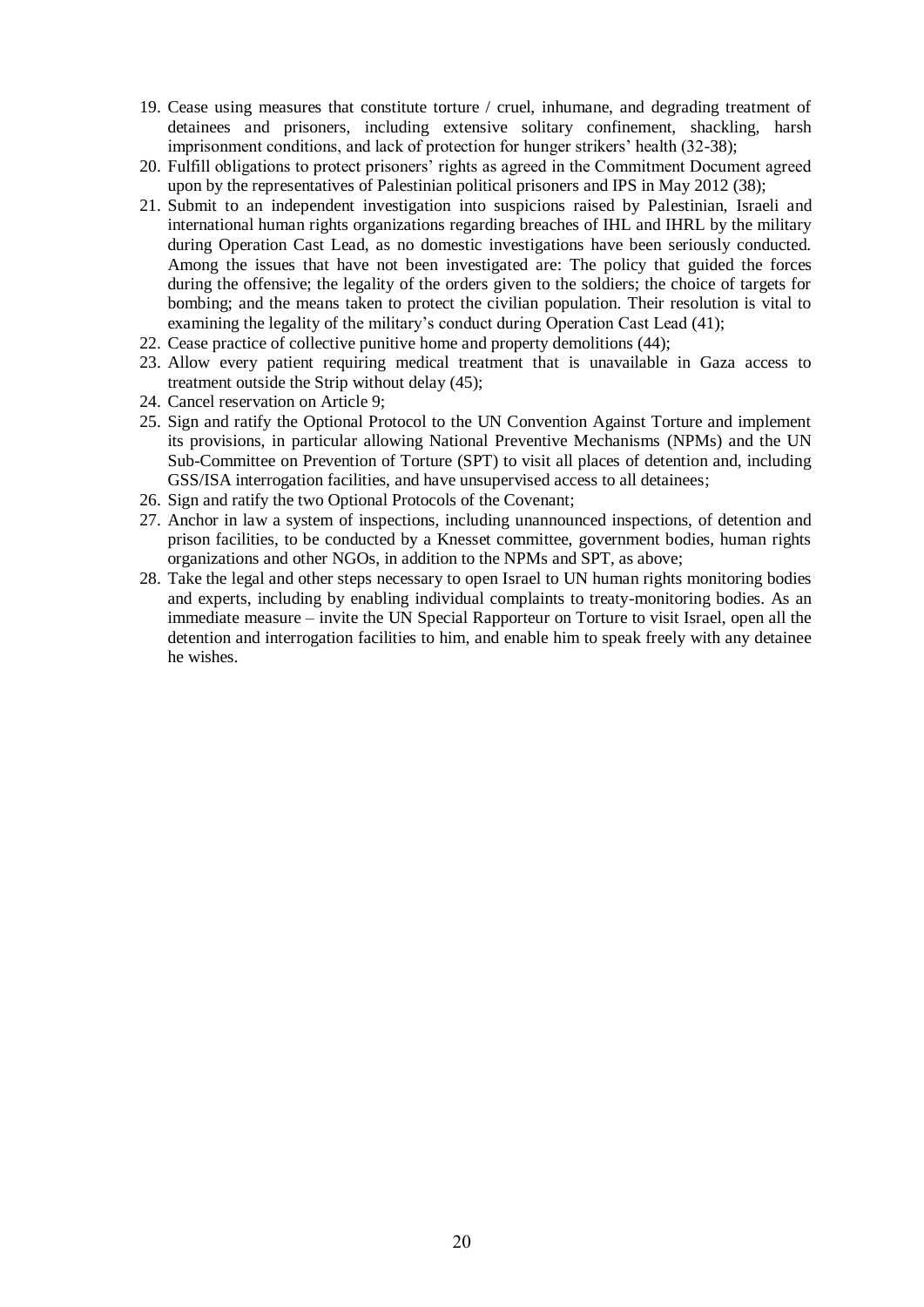19. Cease using measures that constitute torture / cruel, inhumane, and degrading treatment of detainees and prisoners, including extensive solitary confinement, shackling, harsh imprisonment conditions, and lack of protection for hunger strikers' health (32-38);
20. Fulfill obligations to protect prisoners' rights as agreed in the Commitment Document agreed upon by the representatives of Palestinian political prisoners and IPS in May 2012 (38);
21. Submit to an independent investigation into suspicions raised by Palestinian, Israeli and international human rights organizations regarding breaches of IHL and IHRL by the military during Operation Cast Lead, as no domestic investigations have been seriously conducted. Among the issues that have not been investigated are: The policy that guided the forces during the offensive; the legality of the orders given to the soldiers; the choice of targets for bombing; and the means taken to protect the civilian population. Their resolution is vital to examining the legality of the military's conduct during Operation Cast Lead (41);
22. Cease practice of collective punitive home and property demolitions (44);
23. Allow every patient requiring medical treatment that is unavailable in Gaza access to treatment outside the Strip without delay (45);
24. Cancel reservation on Article 9;
25. Sign and ratify the Optional Protocol to the UN Convention Against Torture and implement its provisions, in particular allowing National Preventive Mechanisms (NPMs) and the UN Sub-Committee on Prevention of Torture (SPT) to visit all places of detention and, including GSS/ISA interrogation facilities, and have unsupervised access to all detainees;
26. Sign and ratify the two Optional Protocols of the Covenant;
27. Anchor in law a system of inspections, including unannounced inspections, of detention and prison facilities, to be conducted by a Knesset committee, government bodies, human rights organizations and other NGOs, in addition to the NPMs and SPT, as above;
28. Take the legal and other steps necessary to open Israel to UN human rights monitoring bodies and experts, including by enabling individual complaints to treaty-monitoring bodies. As an immediate measure – invite the UN Special Rapporteur on Torture to visit Israel, open all the detention and interrogation facilities to him, and enable him to speak freely with any detainee he wishes.